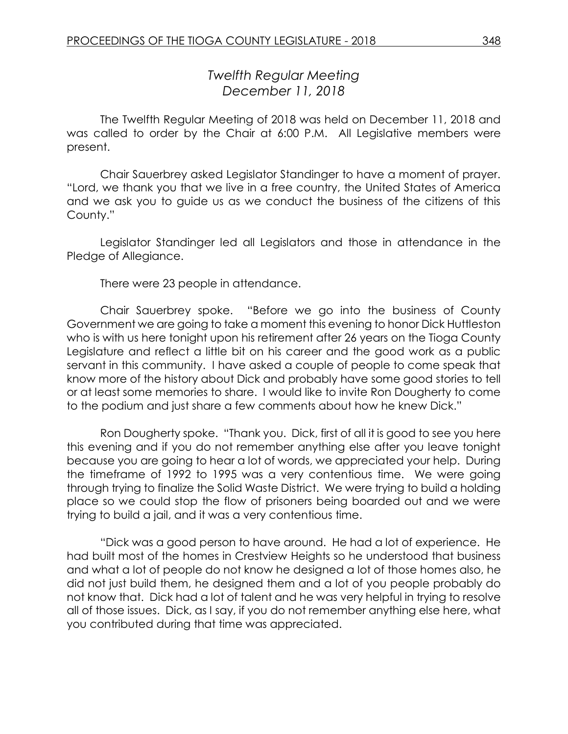# *Twelfth Regular Meeting*
# *December 11, 2018*

The Twelfth Regular Meeting of 2018 was held on December 11, 2018 and was called to order by the Chair at 6:00 P.M. All Legislative members were present.

Chair Sauerbrey asked Legislator Standinger to have a moment of prayer. "Lord, we thank you that we live in a free country, the United States of America and we ask you to guide us as we conduct the business of the citizens of this County."

Legislator Standinger led all Legislators and those in attendance in the Pledge of Allegiance.

There were 23 people in attendance.

Chair Sauerbrey spoke. "Before we go into the business of County Government we are going to take a moment this evening to honor Dick Huttleston who is with us here tonight upon his retirement after 26 years on the Tioga County Legislature and reflect a little bit on his career and the good work as a public servant in this community. I have asked a couple of people to come speak that know more of the history about Dick and probably have some good stories to tell or at least some memories to share. I would like to invite Ron Dougherty to come to the podium and just share a few comments about how he knew Dick."

Ron Dougherty spoke. "Thank you. Dick, first of all it is good to see you here this evening and if you do not remember anything else after you leave tonight because you are going to hear a lot of words, we appreciated your help. During the timeframe of 1992 to 1995 was a very contentious time. We were going through trying to finalize the Solid Waste District. We were trying to build a holding place so we could stop the flow of prisoners being boarded out and we were trying to build a jail, and it was a very contentious time.

"Dick was a good person to have around. He had a lot of experience. He had built most of the homes in Crestview Heights so he understood that business and what a lot of people do not know he designed a lot of those homes also, he did not just build them, he designed them and a lot of you people probably do not know that. Dick had a lot of talent and he was very helpful in trying to resolve all of those issues. Dick, as I say, if you do not remember anything else here, what you contributed during that time was appreciated.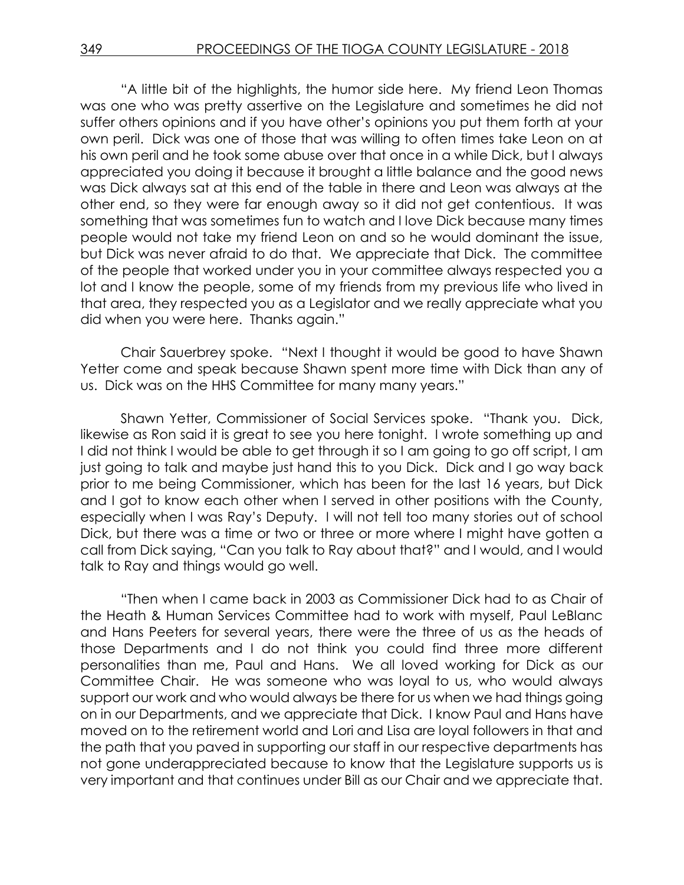"A little bit of the highlights, the humor side here. My friend Leon Thomas was one who was pretty assertive on the Legislature and sometimes he did not suffer others opinions and if you have other's opinions you put them forth at your own peril. Dick was one of those that was willing to often times take Leon on at his own peril and he took some abuse over that once in a while Dick, but I always appreciated you doing it because it brought a little balance and the good news was Dick always sat at this end of the table in there and Leon was always at the other end, so they were far enough away so it did not get contentious. It was something that was sometimes fun to watch and I love Dick because many times people would not take my friend Leon on and so he would dominant the issue, but Dick was never afraid to do that. We appreciate that Dick. The committee of the people that worked under you in your committee always respected you a lot and I know the people, some of my friends from my previous life who lived in that area, they respected you as a Legislator and we really appreciate what you did when you were here. Thanks again."

Chair Sauerbrey spoke. "Next I thought it would be good to have Shawn Yetter come and speak because Shawn spent more time with Dick than any of us. Dick was on the HHS Committee for many many years."

Shawn Yetter, Commissioner of Social Services spoke. "Thank you. Dick, likewise as Ron said it is great to see you here tonight. I wrote something up and I did not think I would be able to get through it so I am going to go off script, I am just going to talk and maybe just hand this to you Dick. Dick and I go way back prior to me being Commissioner, which has been for the last 16 years, but Dick and I got to know each other when I served in other positions with the County, especially when I was Ray's Deputy. I will not tell too many stories out of school Dick, but there was a time or two or three or more where I might have gotten a call from Dick saying, "Can you talk to Ray about that?" and I would, and I would talk to Ray and things would go well.

"Then when I came back in 2003 as Commissioner Dick had to as Chair of the Heath & Human Services Committee had to work with myself, Paul LeBlanc and Hans Peeters for several years, there were the three of us as the heads of those Departments and I do not think you could find three more different personalities than me, Paul and Hans. We all loved working for Dick as our Committee Chair. He was someone who was loyal to us, who would always support our work and who would always be there for us when we had things going on in our Departments, and we appreciate that Dick. I know Paul and Hans have moved on to the retirement world and Lori and Lisa are loyal followers in that and the path that you paved in supporting our staff in our respective departments has not gone underappreciated because to know that the Legislature supports us is very important and that continues under Bill as our Chair and we appreciate that.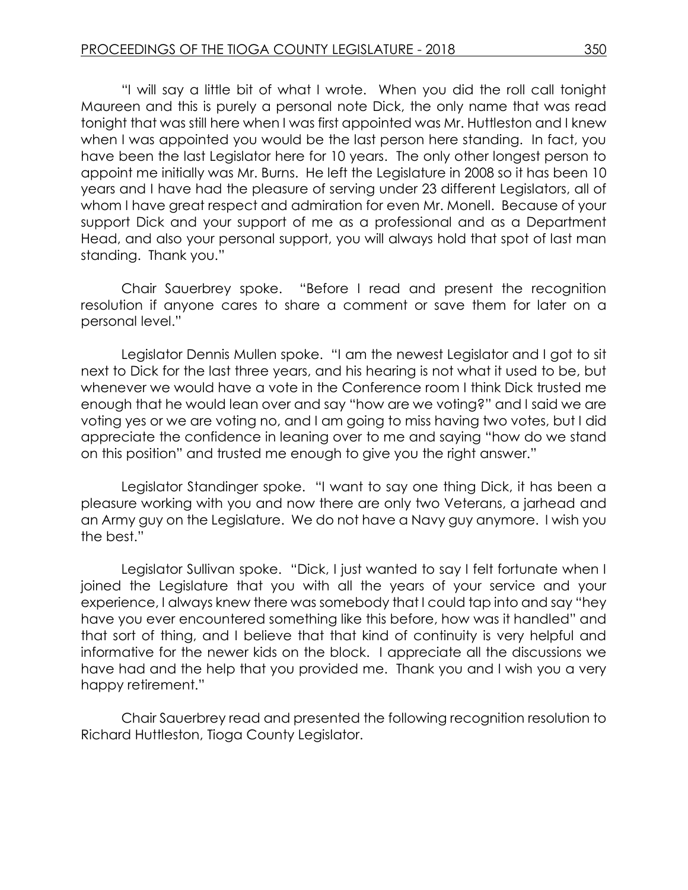"I will say a little bit of what I wrote. When you did the roll call tonight Maureen and this is purely a personal note Dick, the only name that was read tonight that was still here when I was first appointed was Mr. Huttleston and I knew when I was appointed you would be the last person here standing. In fact, you have been the last Legislator here for 10 years. The only other longest person to appoint me initially was Mr. Burns. He left the Legislature in 2008 so it has been 10 years and I have had the pleasure of serving under 23 different Legislators, all of whom I have great respect and admiration for even Mr. Monell. Because of your support Dick and your support of me as a professional and as a Department Head, and also your personal support, you will always hold that spot of last man standing. Thank you."

Chair Sauerbrey spoke. "Before I read and present the recognition resolution if anyone cares to share a comment or save them for later on a personal level."

Legislator Dennis Mullen spoke. "I am the newest Legislator and I got to sit next to Dick for the last three years, and his hearing is not what it used to be, but whenever we would have a vote in the Conference room I think Dick trusted me enough that he would lean over and say "how are we voting?" and I said we are voting yes or we are voting no, and I am going to miss having two votes, but I did appreciate the confidence in leaning over to me and saying "how do we stand on this position" and trusted me enough to give you the right answer."

Legislator Standinger spoke. "I want to say one thing Dick, it has been a pleasure working with you and now there are only two Veterans, a jarhead and an Army guy on the Legislature. We do not have a Navy guy anymore. I wish you the best."

Legislator Sullivan spoke. "Dick, I just wanted to say I felt fortunate when I joined the Legislature that you with all the years of your service and your experience, I always knew there was somebody that I could tap into and say "hey have you ever encountered something like this before, how was it handled" and that sort of thing, and I believe that that kind of continuity is very helpful and informative for the newer kids on the block. I appreciate all the discussions we have had and the help that you provided me. Thank you and I wish you a very happy retirement."

Chair Sauerbrey read and presented the following recognition resolution to Richard Huttleston, Tioga County Legislator.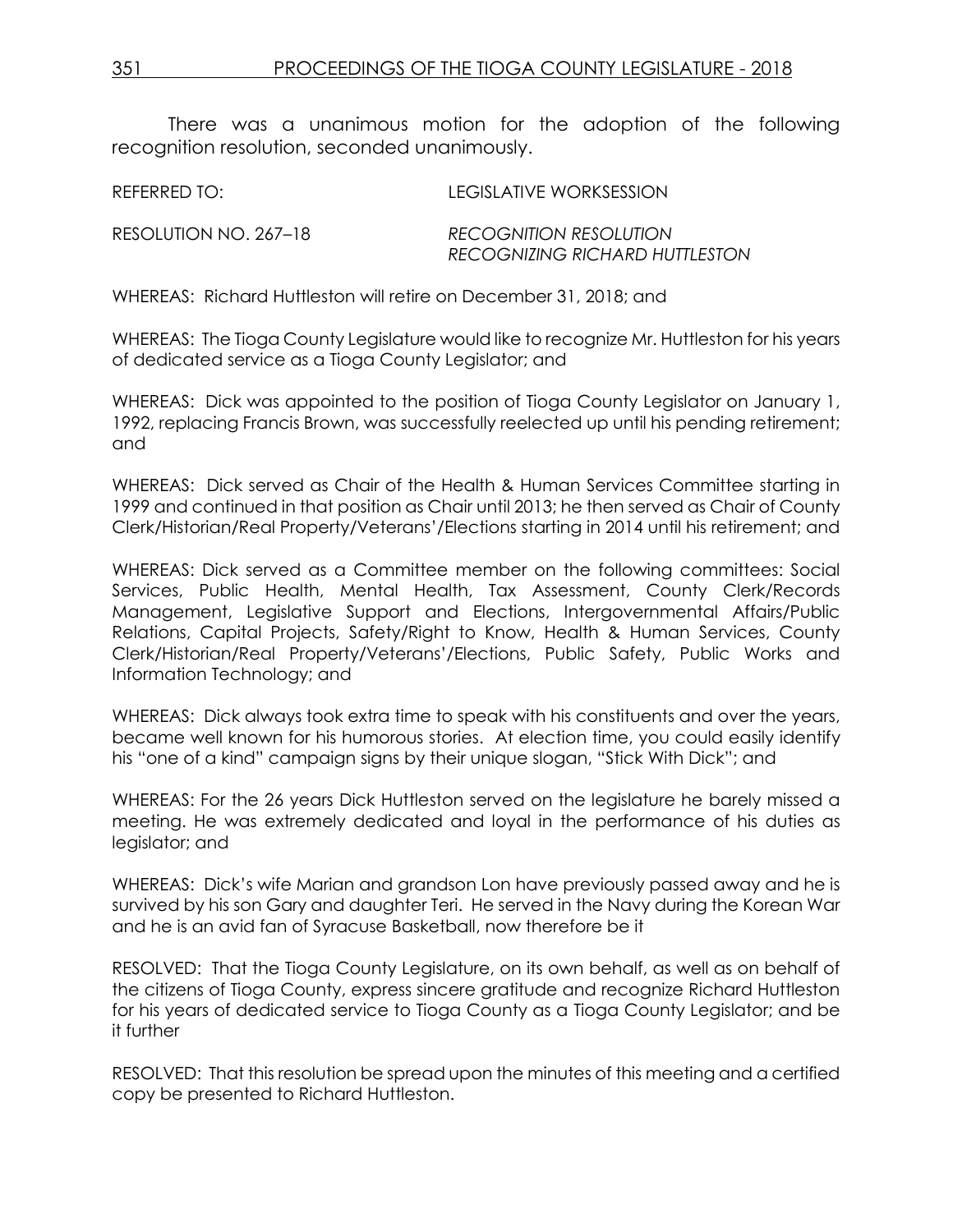There was a unanimous motion for the adoption of the following recognition resolution, seconded unanimously.

REFERRED TO: LEGISLATIVE WORKSESSION

RESOLUTION NO. 267–18 *RECOGNITION RESOLUTION RECOGNIZING RICHARD HUTTLESTON*

WHEREAS: Richard Huttleston will retire on December 31, 2018; and

WHEREAS: The Tioga County Legislature would like to recognize Mr. Huttleston for his years of dedicated service as a Tioga County Legislator; and

WHEREAS: Dick was appointed to the position of Tioga County Legislator on January 1, 1992, replacing Francis Brown, was successfully reelected up until his pending retirement; and

WHEREAS: Dick served as Chair of the Health & Human Services Committee starting in 1999 and continued in that position as Chair until 2013; he then served as Chair of County Clerk/Historian/Real Property/Veterans'/Elections starting in 2014 until his retirement; and

WHEREAS: Dick served as a Committee member on the following committees: Social Services, Public Health, Mental Health, Tax Assessment, County Clerk/Records Management, Legislative Support and Elections, Intergovernmental Affairs/Public Relations, Capital Projects, Safety/Right to Know, Health & Human Services, County Clerk/Historian/Real Property/Veterans'/Elections, Public Safety, Public Works and Information Technology; and

WHEREAS: Dick always took extra time to speak with his constituents and over the years, became well known for his humorous stories. At election time, you could easily identify his "one of a kind" campaign signs by their unique slogan, "Stick With Dick"; and

WHEREAS: For the 26 years Dick Huttleston served on the legislature he barely missed a meeting. He was extremely dedicated and loyal in the performance of his duties as legislator; and

WHEREAS: Dick's wife Marian and grandson Lon have previously passed away and he is survived by his son Gary and daughter Teri. He served in the Navy during the Korean War and he is an avid fan of Syracuse Basketball, now therefore be it

RESOLVED: That the Tioga County Legislature, on its own behalf, as well as on behalf of the citizens of Tioga County, express sincere gratitude and recognize Richard Huttleston for his years of dedicated service to Tioga County as a Tioga County Legislator; and be it further

RESOLVED: That this resolution be spread upon the minutes of this meeting and a certified copy be presented to Richard Huttleston.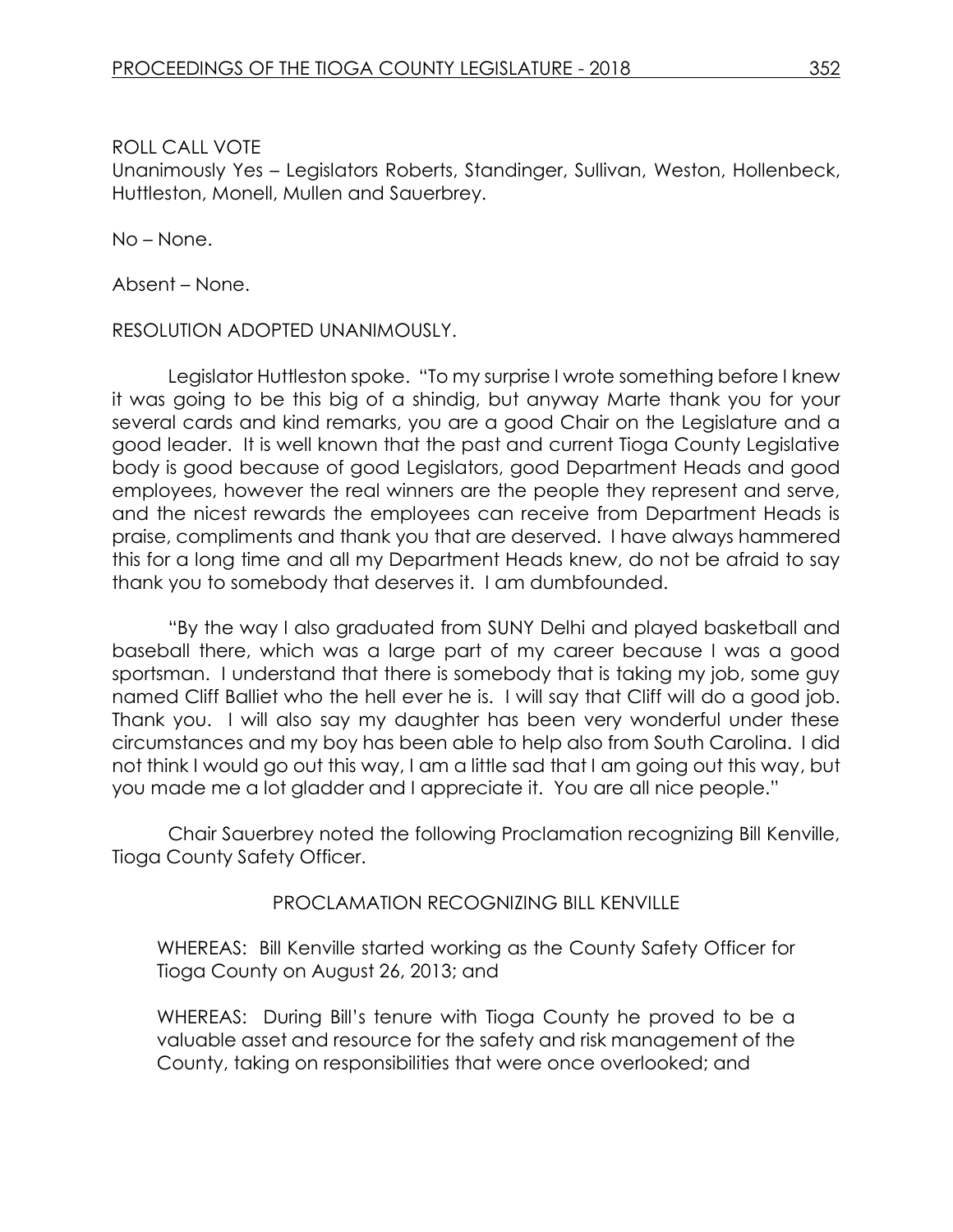ROLL CALL VOTE
Unanimously Yes – Legislators Roberts, Standinger, Sullivan, Weston, Hollenbeck, Huttleston, Monell, Mullen and Sauerbrey.

No – None.

Absent – None.

RESOLUTION ADOPTED UNANIMOUSLY.

Legislator Huttleston spoke. "To my surprise I wrote something before I knew it was going to be this big of a shindig, but anyway Marte thank you for your several cards and kind remarks, you are a good Chair on the Legislature and a good leader. It is well known that the past and current Tioga County Legislative body is good because of good Legislators, good Department Heads and good employees, however the real winners are the people they represent and serve, and the nicest rewards the employees can receive from Department Heads is praise, compliments and thank you that are deserved. I have always hammered this for a long time and all my Department Heads knew, do not be afraid to say thank you to somebody that deserves it. I am dumbfounded.

"By the way I also graduated from SUNY Delhi and played basketball and baseball there, which was a large part of my career because I was a good sportsman. I understand that there is somebody that is taking my job, some guy named Cliff Balliet who the hell ever he is. I will say that Cliff will do a good job. Thank you. I will also say my daughter has been very wonderful under these circumstances and my boy has been able to help also from South Carolina. I did not think I would go out this way, I am a little sad that I am going out this way, but you made me a lot gladder and I appreciate it. You are all nice people."

Chair Sauerbrey noted the following Proclamation recognizing Bill Kenville, Tioga County Safety Officer.

PROCLAMATION RECOGNIZING BILL KENVILLE

WHEREAS: Bill Kenville started working as the County Safety Officer for Tioga County on August 26, 2013; and

WHEREAS: During Bill's tenure with Tioga County he proved to be a valuable asset and resource for the safety and risk management of the County, taking on responsibilities that were once overlooked; and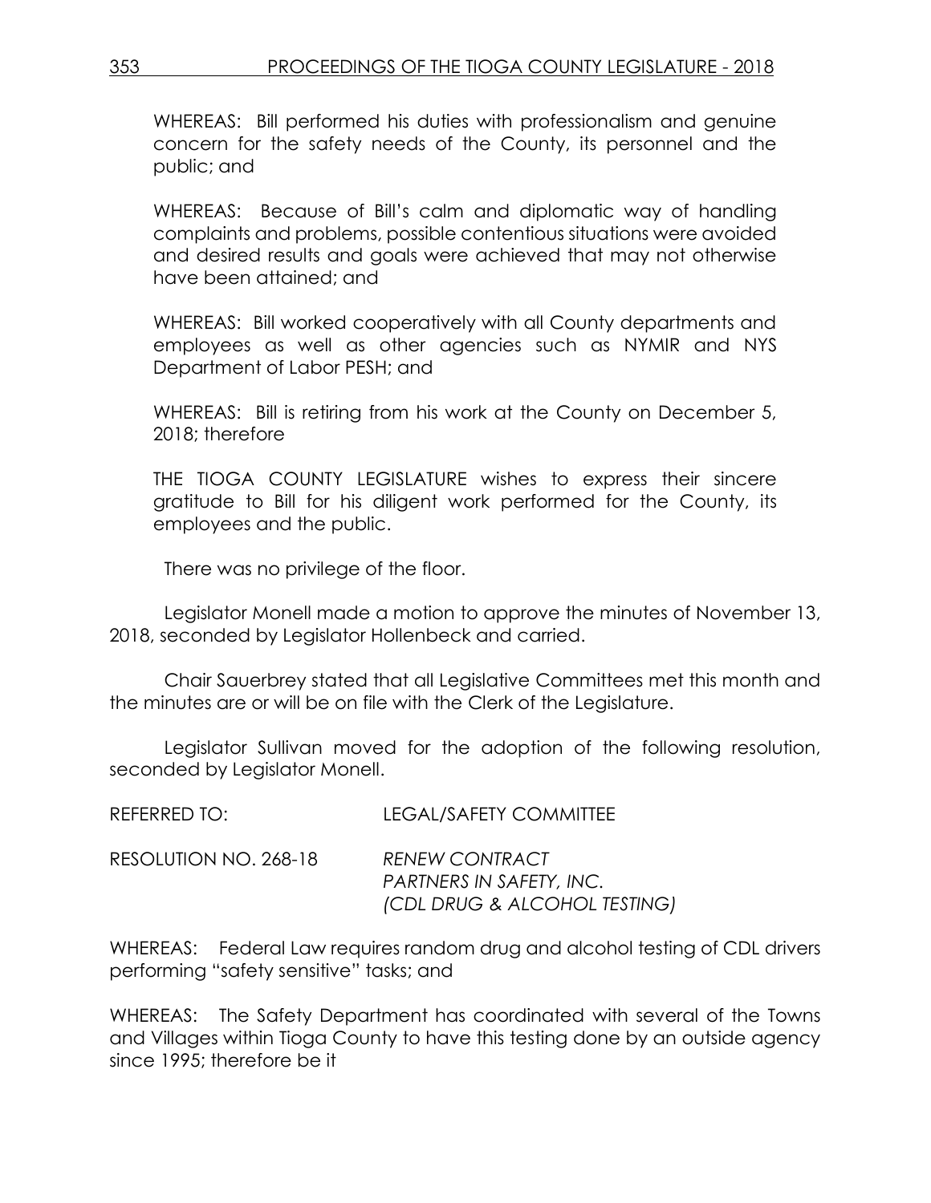WHEREAS: Bill performed his duties with professionalism and genuine concern for the safety needs of the County, its personnel and the public; and

WHEREAS: Because of Bill's calm and diplomatic way of handling complaints and problems, possible contentious situations were avoided and desired results and goals were achieved that may not otherwise have been attained; and

WHEREAS: Bill worked cooperatively with all County departments and employees as well as other agencies such as NYMIR and NYS Department of Labor PESH; and

WHEREAS: Bill is retiring from his work at the County on December 5, 2018; therefore

THE TIOGA COUNTY LEGISLATURE wishes to express their sincere gratitude to Bill for his diligent work performed for the County, its employees and the public.

There was no privilege of the floor.

Legislator Monell made a motion to approve the minutes of November 13, 2018, seconded by Legislator Hollenbeck and carried.

Chair Sauerbrey stated that all Legislative Committees met this month and the minutes are or will be on file with the Clerk of the Legislature.

Legislator Sullivan moved for the adoption of the following resolution, seconded by Legislator Monell.

REFERRED TO: LEGAL/SAFETY COMMITTEE

RESOLUTION NO. 268-18 *RENEW CONTRACT PARTNERS IN SAFETY, INC. (CDL DRUG & ALCOHOL TESTING)*

WHEREAS: Federal Law requires random drug and alcohol testing of CDL drivers performing "safety sensitive" tasks; and

WHEREAS: The Safety Department has coordinated with several of the Towns and Villages within Tioga County to have this testing done by an outside agency since 1995; therefore be it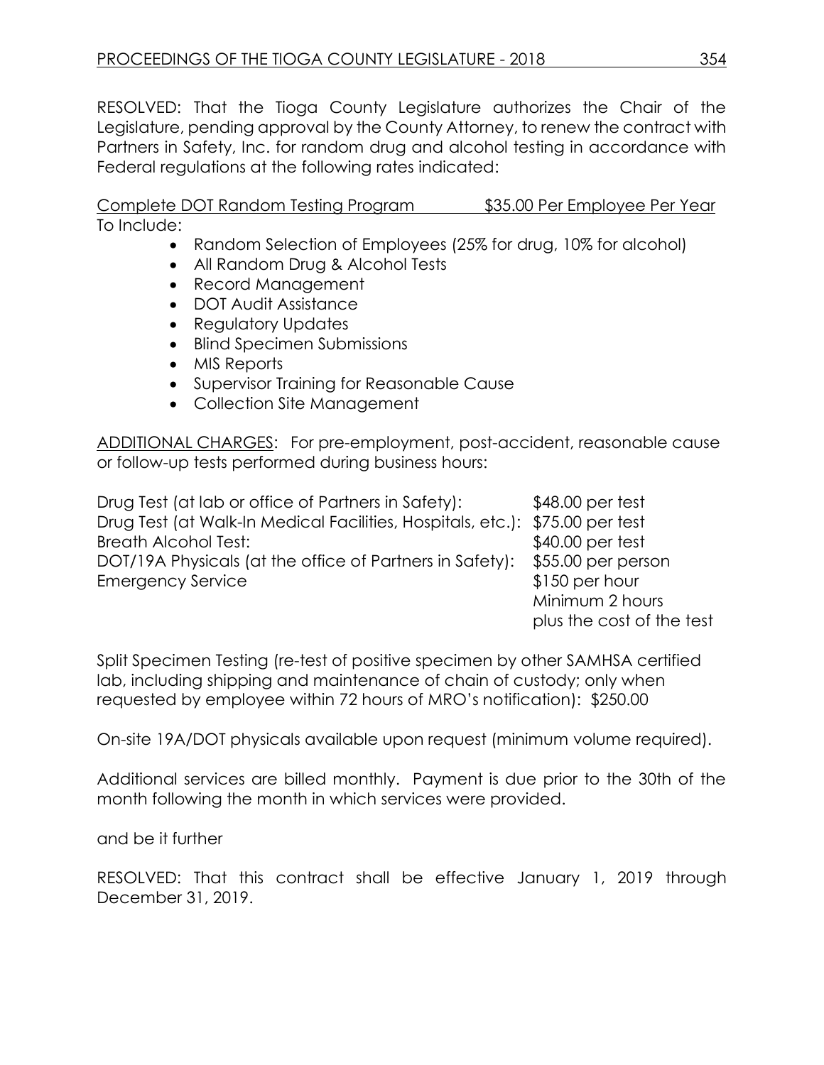RESOLVED: That the Tioga County Legislature authorizes the Chair of the Legislature, pending approval by the County Attorney, to renew the contract with Partners in Safety, Inc. for random drug and alcohol testing in accordance with Federal regulations at the following rates indicated:

<u>Complete DOT Random Testing Program</u> <u>$35.00 Per Employee Per Year</u>

To Include:

- Random Selection of Employees (25% for drug, 10% for alcohol)
- All Random Drug & Alcohol Tests
- Record Management
- DOT Audit Assistance
- Regulatory Updates
- Blind Specimen Submissions
- MIS Reports
- Supervisor Training for Reasonable Cause
- Collection Site Management

<u>ADDITIONAL CHARGES</u>: For pre-employment, post-accident, reasonable cause or follow-up tests performed during business hours:

| | |
|---|---|
| Drug Test (at lab or office of Partners in Safety): | $48.00 per test |
| Drug Test (at Walk-In Medical Facilities, Hospitals, etc.): | $75.00 per test |
| Breath Alcohol Test: | $40.00 per test |
| DOT/19A Physicals (at the office of Partners in Safety): | $55.00 per person |
| Emergency Service | $150 per hour<br>Minimum 2 hours<br>plus the cost of the test |

Split Specimen Testing (re-test of positive specimen by other SAMHSA certified lab, including shipping and maintenance of chain of custody; only when requested by employee within 72 hours of MRO's notification): $250.00

On-site 19A/DOT physicals available upon request (minimum volume required).

Additional services are billed monthly. Payment is due prior to the 30th of the month following the month in which services were provided.

and be it further

RESOLVED: That this contract shall be effective January 1, 2019 through December 31, 2019.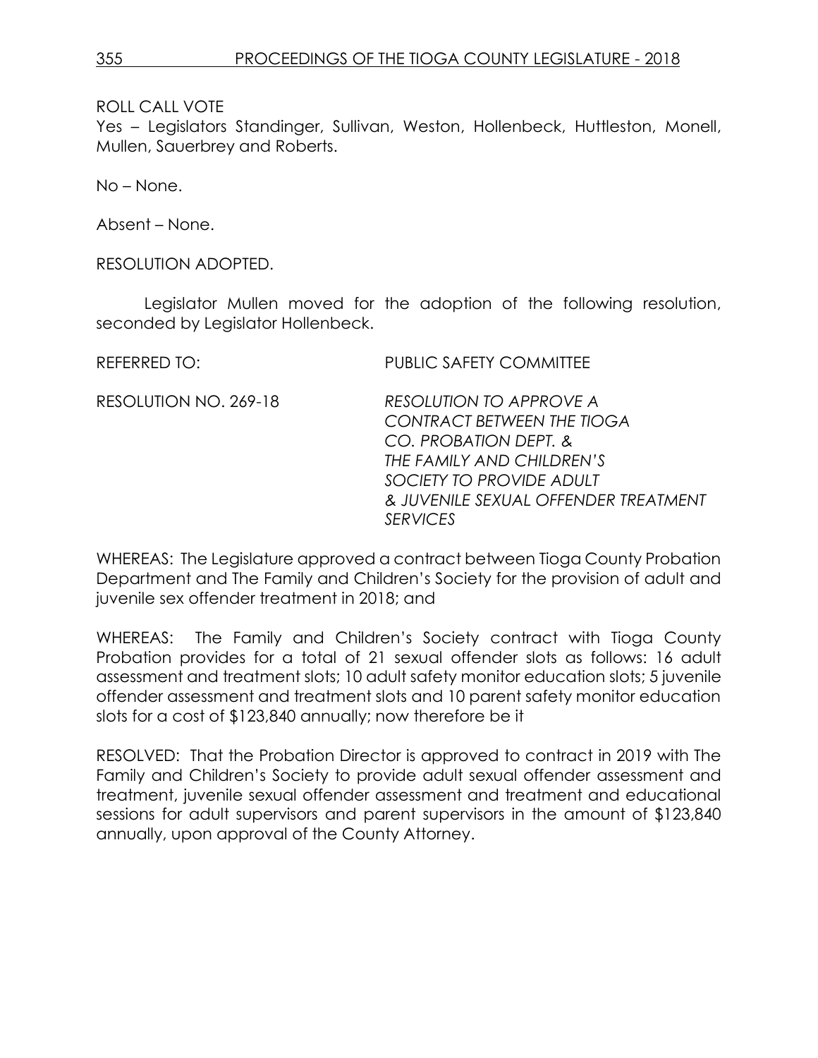ROLL CALL VOTE

Yes – Legislators Standinger, Sullivan, Weston, Hollenbeck, Huttleston, Monell, Mullen, Sauerbrey and Roberts.

No – None.

Absent – None.

RESOLUTION ADOPTED.

Legislator Mullen moved for the adoption of the following resolution, seconded by Legislator Hollenbeck.

REFERRED TO: PUBLIC SAFETY COMMITTEE

RESOLUTION NO. 269-18 *RESOLUTION TO APPROVE A CONTRACT BETWEEN THE TIOGA CO. PROBATION DEPT. & THE FAMILY AND CHILDREN'S SOCIETY TO PROVIDE ADULT & JUVENILE SEXUAL OFFENDER TREATMENT SERVICES*

WHEREAS: The Legislature approved a contract between Tioga County Probation Department and The Family and Children's Society for the provision of adult and juvenile sex offender treatment in 2018; and

WHEREAS: The Family and Children's Society contract with Tioga County Probation provides for a total of 21 sexual offender slots as follows: 16 adult assessment and treatment slots; 10 adult safety monitor education slots; 5 juvenile offender assessment and treatment slots and 10 parent safety monitor education slots for a cost of $123,840 annually; now therefore be it

RESOLVED: That the Probation Director is approved to contract in 2019 with The Family and Children's Society to provide adult sexual offender assessment and treatment, juvenile sexual offender assessment and treatment and educational sessions for adult supervisors and parent supervisors in the amount of $123,840 annually, upon approval of the County Attorney.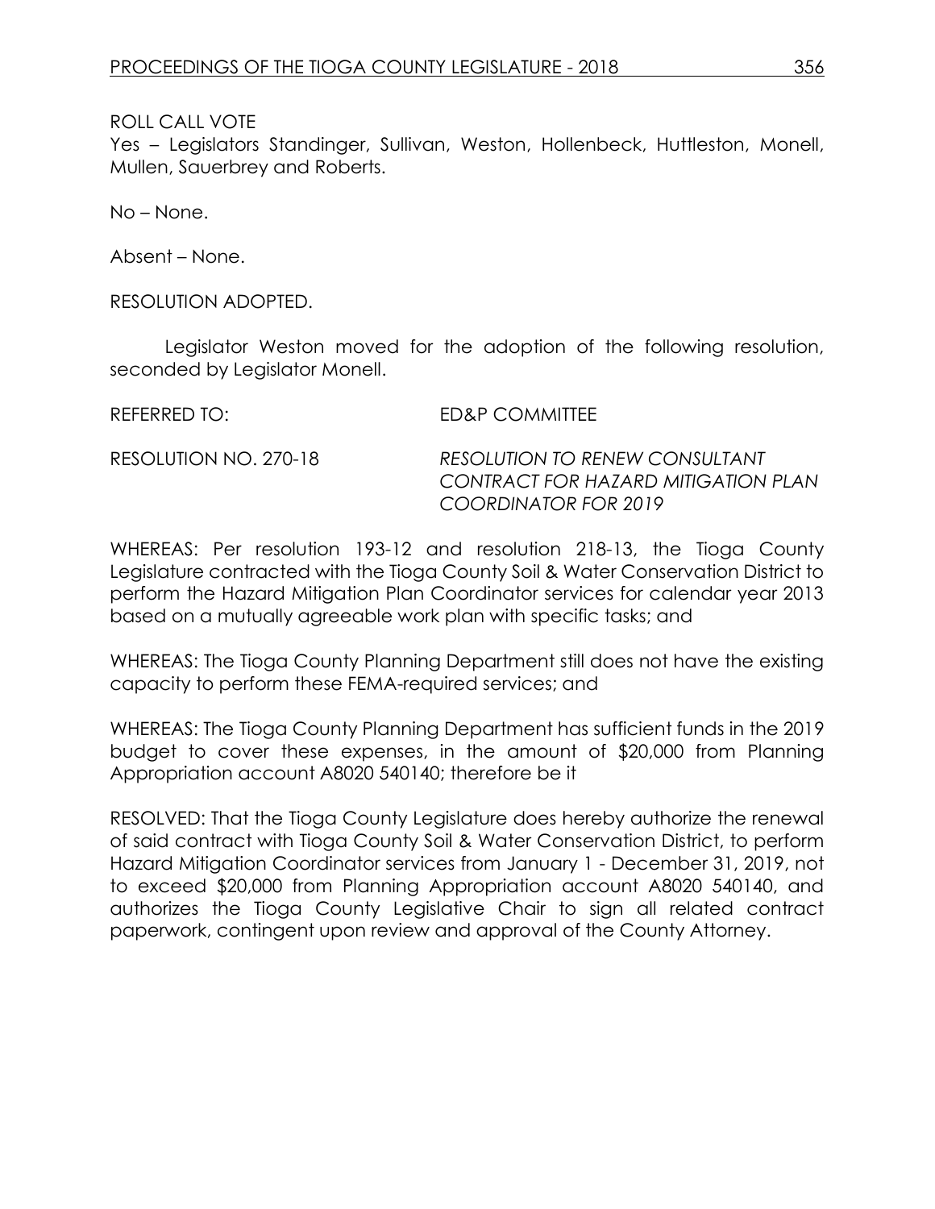ROLL CALL VOTE
Yes – Legislators Standinger, Sullivan, Weston, Hollenbeck, Huttleston, Monell, Mullen, Sauerbrey and Roberts.

No – None.

Absent – None.

RESOLUTION ADOPTED.

Legislator Weston moved for the adoption of the following resolution, seconded by Legislator Monell.

REFERRED TO: ED&P COMMITTEE

RESOLUTION NO. 270-18 *RESOLUTION TO RENEW CONSULTANT CONTRACT FOR HAZARD MITIGATION PLAN COORDINATOR FOR 2019*

WHEREAS: Per resolution 193-12 and resolution 218-13, the Tioga County Legislature contracted with the Tioga County Soil & Water Conservation District to perform the Hazard Mitigation Plan Coordinator services for calendar year 2013 based on a mutually agreeable work plan with specific tasks; and

WHEREAS: The Tioga County Planning Department still does not have the existing capacity to perform these FEMA-required services; and

WHEREAS: The Tioga County Planning Department has sufficient funds in the 2019 budget to cover these expenses, in the amount of $20,000 from Planning Appropriation account A8020 540140; therefore be it

RESOLVED: That the Tioga County Legislature does hereby authorize the renewal of said contract with Tioga County Soil & Water Conservation District, to perform Hazard Mitigation Coordinator services from January 1 - December 31, 2019, not to exceed $20,000 from Planning Appropriation account A8020 540140, and authorizes the Tioga County Legislative Chair to sign all related contract paperwork, contingent upon review and approval of the County Attorney.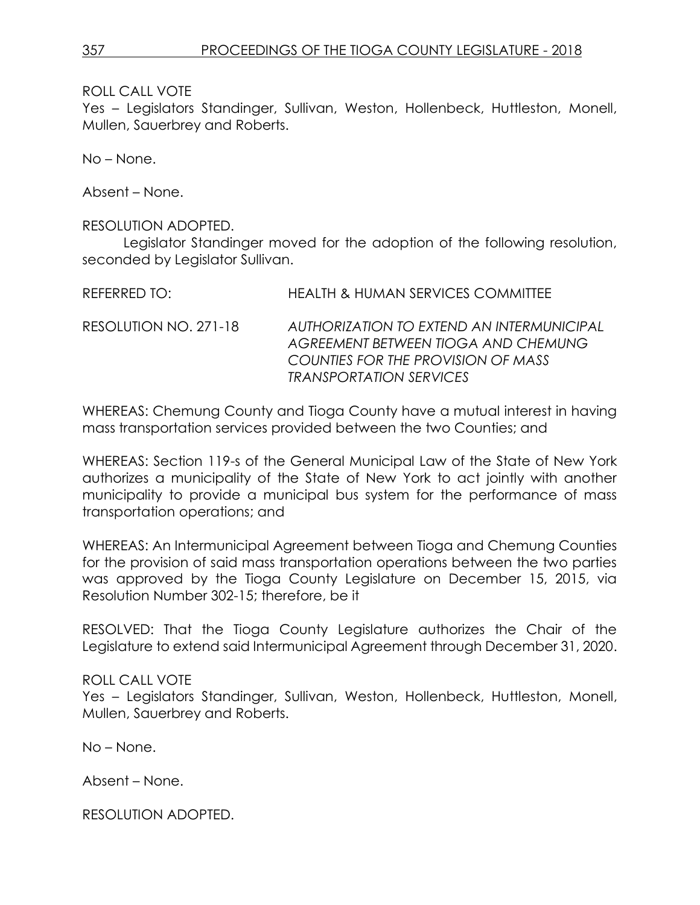ROLL CALL VOTE
Yes – Legislators Standinger, Sullivan, Weston, Hollenbeck, Huttleston, Monell, Mullen, Sauerbrey and Roberts.

No – None.

Absent – None.

RESOLUTION ADOPTED.

Legislator Standinger moved for the adoption of the following resolution, seconded by Legislator Sullivan.

REFERRED TO: HEALTH & HUMAN SERVICES COMMITTEE

RESOLUTION NO. 271-18 *AUTHORIZATION TO EXTEND AN INTERMUNICIPAL AGREEMENT BETWEEN TIOGA AND CHEMUNG COUNTIES FOR THE PROVISION OF MASS TRANSPORTATION SERVICES*

WHEREAS: Chemung County and Tioga County have a mutual interest in having mass transportation services provided between the two Counties; and

WHEREAS: Section 119-s of the General Municipal Law of the State of New York authorizes a municipality of the State of New York to act jointly with another municipality to provide a municipal bus system for the performance of mass transportation operations; and

WHEREAS: An Intermunicipal Agreement between Tioga and Chemung Counties for the provision of said mass transportation operations between the two parties was approved by the Tioga County Legislature on December 15, 2015, via Resolution Number 302-15; therefore, be it

RESOLVED: That the Tioga County Legislature authorizes the Chair of the Legislature to extend said Intermunicipal Agreement through December 31, 2020.

ROLL CALL VOTE
Yes – Legislators Standinger, Sullivan, Weston, Hollenbeck, Huttleston, Monell, Mullen, Sauerbrey and Roberts.

No – None.

Absent – None.

RESOLUTION ADOPTED.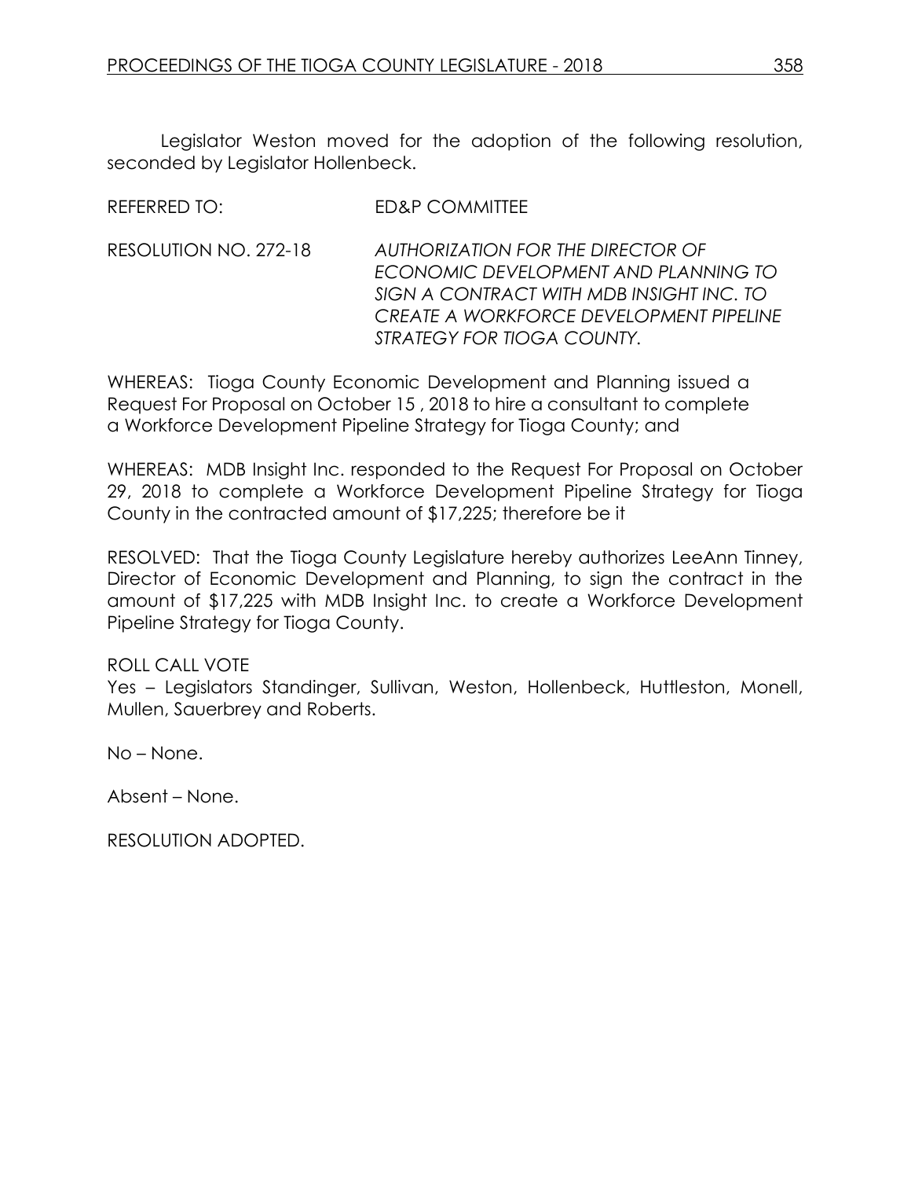Legislator Weston moved for the adoption of the following resolution, seconded by Legislator Hollenbeck.

REFERRED TO: ED&P COMMITTEE

RESOLUTION NO. 272-18 *AUTHORIZATION FOR THE DIRECTOR OF ECONOMIC DEVELOPMENT AND PLANNING TO SIGN A CONTRACT WITH MDB INSIGHT INC. TO CREATE A WORKFORCE DEVELOPMENT PIPELINE STRATEGY FOR TIOGA COUNTY.*

WHEREAS: Tioga County Economic Development and Planning issued a Request For Proposal on October 15 , 2018 to hire a consultant to complete a Workforce Development Pipeline Strategy for Tioga County; and

WHEREAS: MDB Insight Inc. responded to the Request For Proposal on October 29, 2018 to complete a Workforce Development Pipeline Strategy for Tioga County in the contracted amount of $17,225; therefore be it

RESOLVED: That the Tioga County Legislature hereby authorizes LeeAnn Tinney, Director of Economic Development and Planning, to sign the contract in the amount of $17,225 with MDB Insight Inc. to create a Workforce Development Pipeline Strategy for Tioga County.

ROLL CALL VOTE
Yes – Legislators Standinger, Sullivan, Weston, Hollenbeck, Huttleston, Monell, Mullen, Sauerbrey and Roberts.

No – None.

Absent – None.

RESOLUTION ADOPTED.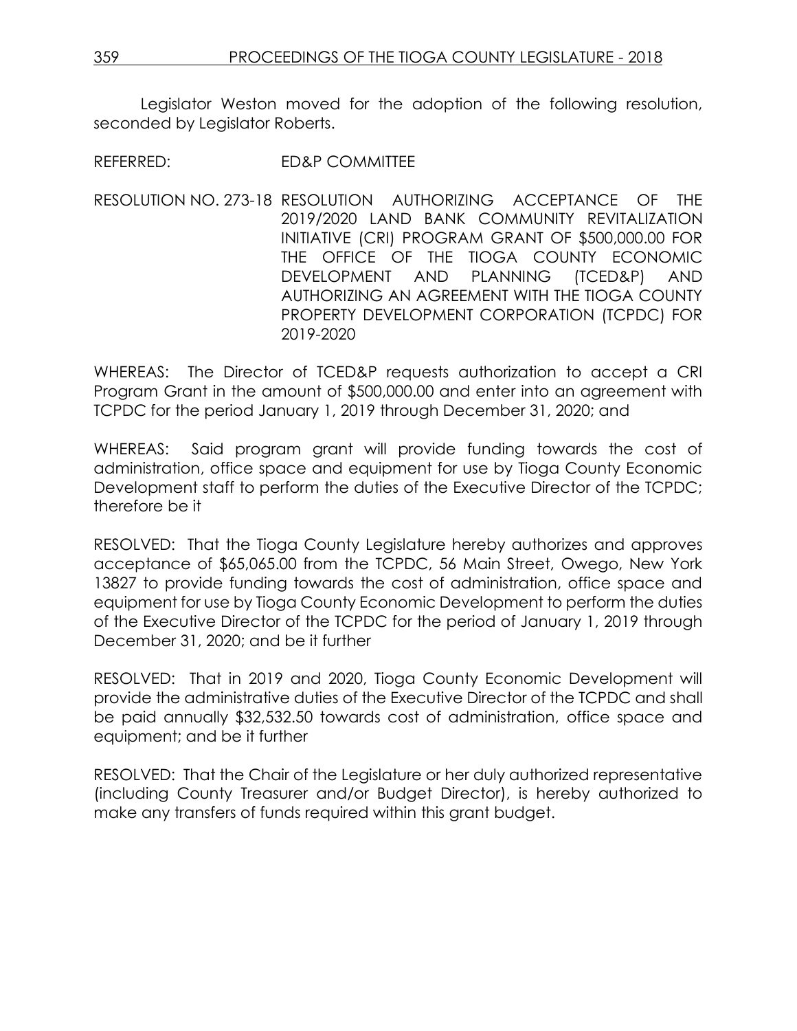Legislator Weston moved for the adoption of the following resolution, seconded by Legislator Roberts.

REFERRED: ED&P COMMITTEE

RESOLUTION NO. 273-18 RESOLUTION AUTHORIZING ACCEPTANCE OF THE 2019/2020 LAND BANK COMMUNITY REVITALIZATION INITIATIVE (CRI) PROGRAM GRANT OF $500,000.00 FOR THE OFFICE OF THE TIOGA COUNTY ECONOMIC DEVELOPMENT AND PLANNING (TCED&P) AND AUTHORIZING AN AGREEMENT WITH THE TIOGA COUNTY PROPERTY DEVELOPMENT CORPORATION (TCPDC) FOR 2019-2020

WHEREAS: The Director of TCED&P requests authorization to accept a CRI Program Grant in the amount of $500,000.00 and enter into an agreement with TCPDC for the period January 1, 2019 through December 31, 2020; and

WHEREAS: Said program grant will provide funding towards the cost of administration, office space and equipment for use by Tioga County Economic Development staff to perform the duties of the Executive Director of the TCPDC; therefore be it

RESOLVED: That the Tioga County Legislature hereby authorizes and approves acceptance of $65,065.00 from the TCPDC, 56 Main Street, Owego, New York 13827 to provide funding towards the cost of administration, office space and equipment for use by Tioga County Economic Development to perform the duties of the Executive Director of the TCPDC for the period of January 1, 2019 through December 31, 2020; and be it further

RESOLVED: That in 2019 and 2020, Tioga County Economic Development will provide the administrative duties of the Executive Director of the TCPDC and shall be paid annually $32,532.50 towards cost of administration, office space and equipment; and be it further

RESOLVED: That the Chair of the Legislature or her duly authorized representative (including County Treasurer and/or Budget Director), is hereby authorized to make any transfers of funds required within this grant budget.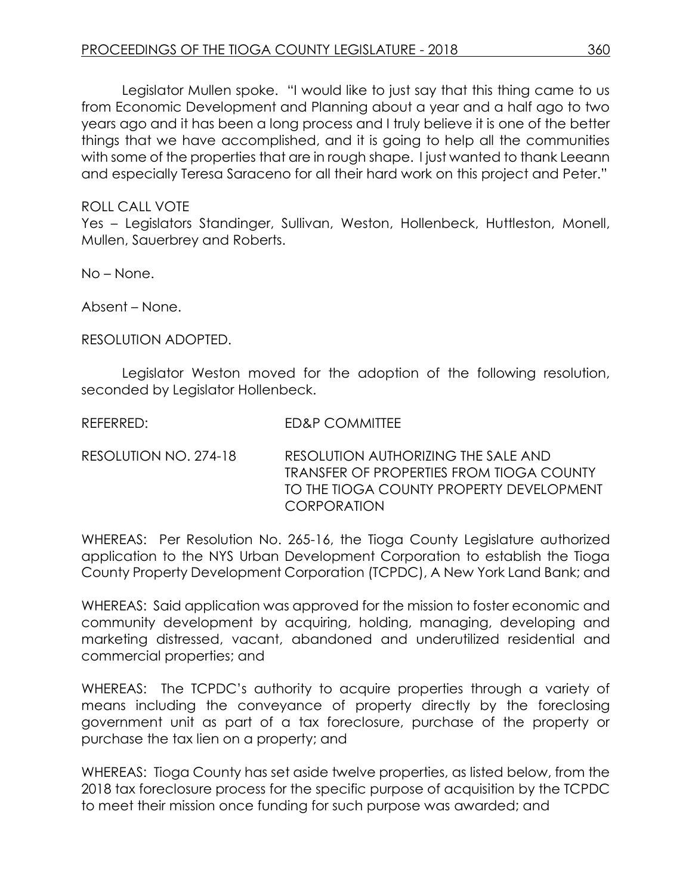Legislator Mullen spoke. "I would like to just say that this thing came to us from Economic Development and Planning about a year and a half ago to two years ago and it has been a long process and I truly believe it is one of the better things that we have accomplished, and it is going to help all the communities with some of the properties that are in rough shape. I just wanted to thank Leeann and especially Teresa Saraceno for all their hard work on this project and Peter."

ROLL CALL VOTE
Yes – Legislators Standinger, Sullivan, Weston, Hollenbeck, Huttleston, Monell, Mullen, Sauerbrey and Roberts.

No – None.

Absent – None.

RESOLUTION ADOPTED.

Legislator Weston moved for the adoption of the following resolution, seconded by Legislator Hollenbeck.

REFERRED: ED&P COMMITTEE

RESOLUTION NO. 274-18 RESOLUTION AUTHORIZING THE SALE AND TRANSFER OF PROPERTIES FROM TIOGA COUNTY TO THE TIOGA COUNTY PROPERTY DEVELOPMENT CORPORATION

WHEREAS: Per Resolution No. 265-16, the Tioga County Legislature authorized application to the NYS Urban Development Corporation to establish the Tioga County Property Development Corporation (TCPDC), A New York Land Bank; and

WHEREAS: Said application was approved for the mission to foster economic and community development by acquiring, holding, managing, developing and marketing distressed, vacant, abandoned and underutilized residential and commercial properties; and

WHEREAS: The TCPDC's authority to acquire properties through a variety of means including the conveyance of property directly by the foreclosing government unit as part of a tax foreclosure, purchase of the property or purchase the tax lien on a property; and

WHEREAS: Tioga County has set aside twelve properties, as listed below, from the 2018 tax foreclosure process for the specific purpose of acquisition by the TCPDC to meet their mission once funding for such purpose was awarded; and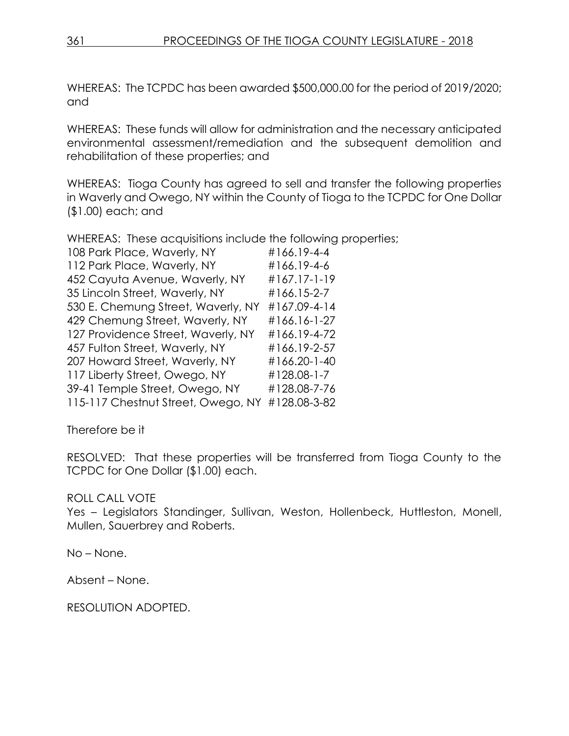WHEREAS: The TCPDC has been awarded $500,000.00 for the period of 2019/2020; and

WHEREAS: These funds will allow for administration and the necessary anticipated environmental assessment/remediation and the subsequent demolition and rehabilitation of these properties; and

WHEREAS: Tioga County has agreed to sell and transfer the following properties in Waverly and Owego, NY within the County of Tioga to the TCPDC for One Dollar ($1.00) each; and

WHEREAS: These acquisitions include the following properties;

| | |
|---|---|
| 108 Park Place, Waverly, NY | #166.19-4-4 |
| 112 Park Place, Waverly, NY | #166.19-4-6 |
| 452 Cayuta Avenue, Waverly, NY | #167.17-1-19 |
| 35 Lincoln Street, Waverly, NY | #166.15-2-7 |
| 530 E. Chemung Street, Waverly, NY | #167.09-4-14 |
| 429 Chemung Street, Waverly, NY | #166.16-1-27 |
| 127 Providence Street, Waverly, NY | #166.19-4-72 |
| 457 Fulton Street, Waverly, NY | #166.19-2-57 |
| 207 Howard Street, Waverly, NY | #166.20-1-40 |
| 117 Liberty Street, Owego, NY | #128.08-1-7 |
| 39-41 Temple Street, Owego, NY | #128.08-7-76 |
| 115-117 Chestnut Street, Owego, NY | #128.08-3-82 |

Therefore be it

RESOLVED: That these properties will be transferred from Tioga County to the TCPDC for One Dollar ($1.00) each.

ROLL CALL VOTE

Yes – Legislators Standinger, Sullivan, Weston, Hollenbeck, Huttleston, Monell, Mullen, Sauerbrey and Roberts.

No – None.

Absent – None.

RESOLUTION ADOPTED.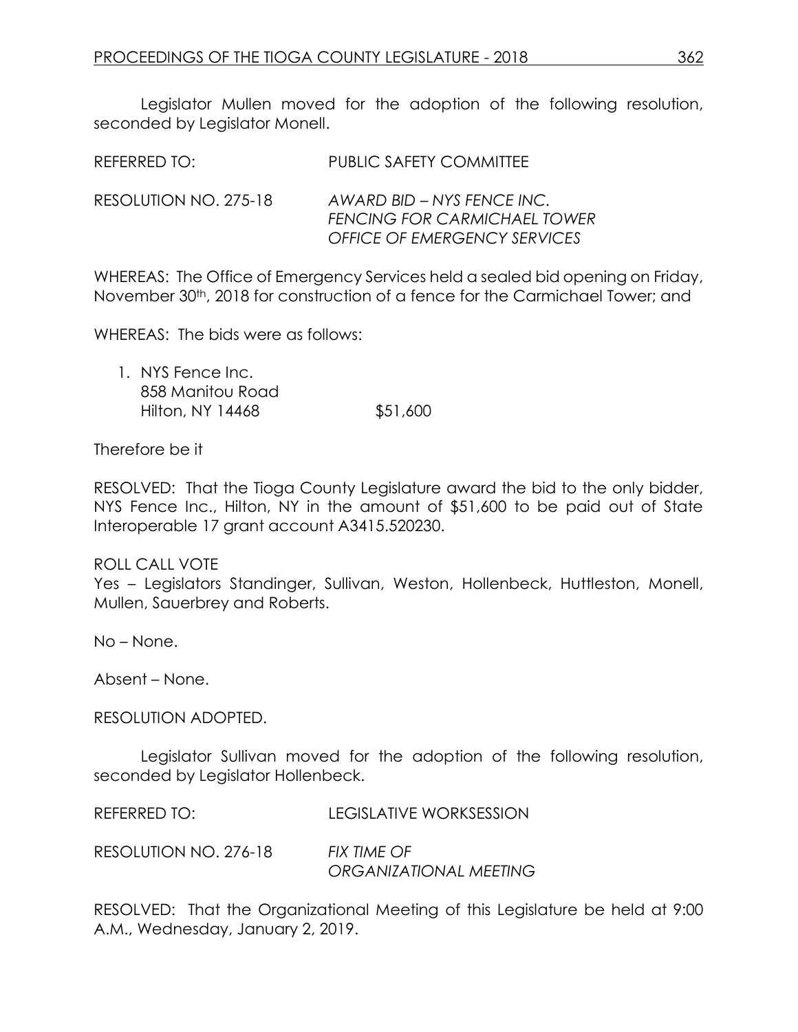Legislator Mullen moved for the adoption of the following resolution, seconded by Legislator Monell.

REFERRED TO: PUBLIC SAFETY COMMITTEE

RESOLUTION NO. 275-18 *AWARD BID – NYS FENCE INC.*
*FENCING FOR CARMICHAEL TOWER*
*OFFICE OF EMERGENCY SERVICES*

WHEREAS: The Office of Emergency Services held a sealed bid opening on Friday, November 30th, 2018 for construction of a fence for the Carmichael Tower; and

WHEREAS: The bids were as follows:

1. NYS Fence Inc.
   858 Manitou Road
   Hilton, NY 14468 $51,600

Therefore be it

RESOLVED: That the Tioga County Legislature award the bid to the only bidder, NYS Fence Inc., Hilton, NY in the amount of $51,600 to be paid out of State Interoperable 17 grant account A3415.520230.

ROLL CALL VOTE
Yes – Legislators Standinger, Sullivan, Weston, Hollenbeck, Huttleston, Monell, Mullen, Sauerbrey and Roberts.

No – None.

Absent – None.

RESOLUTION ADOPTED.

Legislator Sullivan moved for the adoption of the following resolution, seconded by Legislator Hollenbeck.

REFERRED TO: LEGISLATIVE WORKSESSION

RESOLUTION NO. 276-18 *FIX TIME OF*
*ORGANIZATIONAL MEETING*

RESOLVED: That the Organizational Meeting of this Legislature be held at 9:00 A.M., Wednesday, January 2, 2019.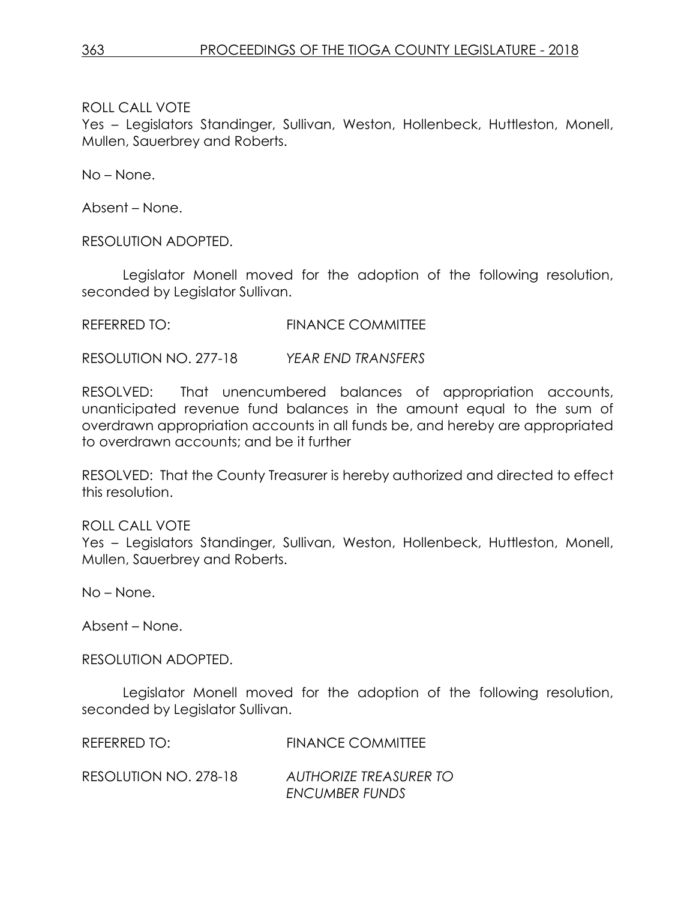ROLL CALL VOTE
Yes – Legislators Standinger, Sullivan, Weston, Hollenbeck, Huttleston, Monell, Mullen, Sauerbrey and Roberts.

No – None.

Absent – None.

RESOLUTION ADOPTED.

Legislator Monell moved for the adoption of the following resolution, seconded by Legislator Sullivan.

REFERRED TO: FINANCE COMMITTEE

RESOLUTION NO. 277-18 *YEAR END TRANSFERS*

RESOLVED: That unencumbered balances of appropriation accounts, unanticipated revenue fund balances in the amount equal to the sum of overdrawn appropriation accounts in all funds be, and hereby are appropriated to overdrawn accounts; and be it further

RESOLVED: That the County Treasurer is hereby authorized and directed to effect this resolution.

ROLL CALL VOTE
Yes – Legislators Standinger, Sullivan, Weston, Hollenbeck, Huttleston, Monell, Mullen, Sauerbrey and Roberts.

No – None.

Absent – None.

RESOLUTION ADOPTED.

Legislator Monell moved for the adoption of the following resolution, seconded by Legislator Sullivan.

REFERRED TO: FINANCE COMMITTEE

RESOLUTION NO. 278-18 *AUTHORIZE TREASURER TO ENCUMBER FUNDS*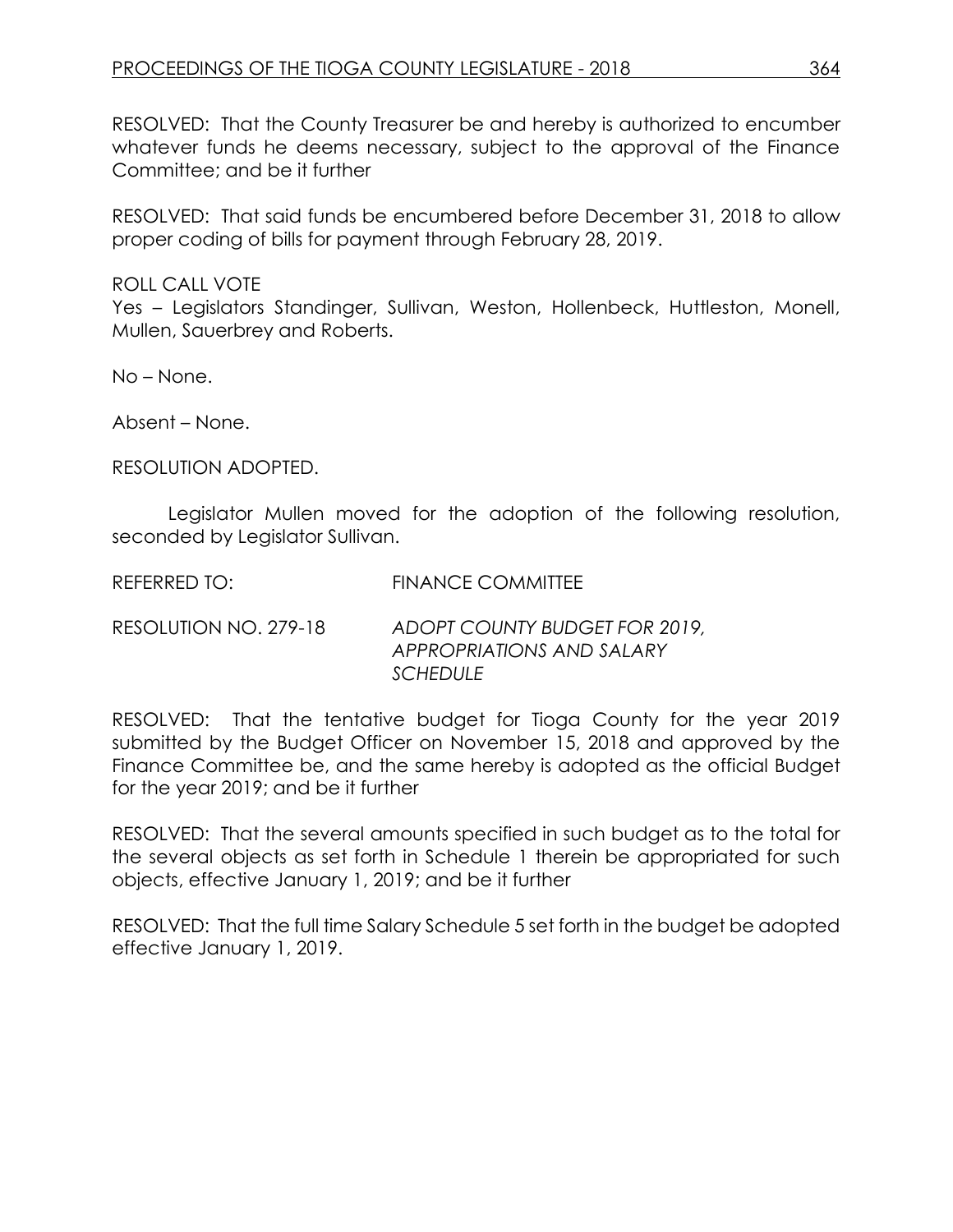RESOLVED: That the County Treasurer be and hereby is authorized to encumber whatever funds he deems necessary, subject to the approval of the Finance Committee; and be it further

RESOLVED: That said funds be encumbered before December 31, 2018 to allow proper coding of bills for payment through February 28, 2019.

ROLL CALL VOTE
Yes – Legislators Standinger, Sullivan, Weston, Hollenbeck, Huttleston, Monell, Mullen, Sauerbrey and Roberts.

No – None.

Absent – None.

RESOLUTION ADOPTED.

Legislator Mullen moved for the adoption of the following resolution, seconded by Legislator Sullivan.

REFERRED TO: FINANCE COMMITTEE

RESOLUTION NO. 279-18 *ADOPT COUNTY BUDGET FOR 2019, APPROPRIATIONS AND SALARY SCHEDULE*

RESOLVED: That the tentative budget for Tioga County for the year 2019 submitted by the Budget Officer on November 15, 2018 and approved by the Finance Committee be, and the same hereby is adopted as the official Budget for the year 2019; and be it further

RESOLVED: That the several amounts specified in such budget as to the total for the several objects as set forth in Schedule 1 therein be appropriated for such objects, effective January 1, 2019; and be it further

RESOLVED: That the full time Salary Schedule 5 set forth in the budget be adopted effective January 1, 2019.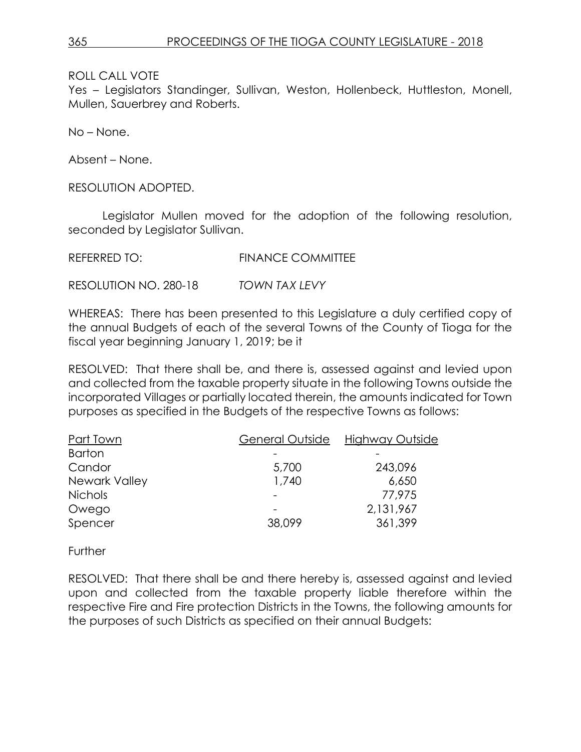ROLL CALL VOTE
Yes – Legislators Standinger, Sullivan, Weston, Hollenbeck, Huttleston, Monell, Mullen, Sauerbrey and Roberts.

No – None.

Absent – None.

RESOLUTION ADOPTED.

Legislator Mullen moved for the adoption of the following resolution, seconded by Legislator Sullivan.

REFERRED TO: FINANCE COMMITTEE

RESOLUTION NO. 280-18 *TOWN TAX LEVY*

WHEREAS: There has been presented to this Legislature a duly certified copy of the annual Budgets of each of the several Towns of the County of Tioga for the fiscal year beginning January 1, 2019; be it

RESOLVED: That there shall be, and there is, assessed against and levied upon and collected from the taxable property situate in the following Towns outside the incorporated Villages or partially located therein, the amounts indicated for Town purposes as specified in the Budgets of the respective Towns as follows:

| Part Town | General Outside | Highway Outside |
|---|---|---|
| Barton | - | - |
| Candor | 5,700 | 243,096 |
| Newark Valley | 1,740 | 6,650 |
| Nichols | - | 77,975 |
| Owego | - | 2,131,967 |
| Spencer | 38,099 | 361,399 |

Further

RESOLVED: That there shall be and there hereby is, assessed against and levied upon and collected from the taxable property liable therefore within the respective Fire and Fire protection Districts in the Towns, the following amounts for the purposes of such Districts as specified on their annual Budgets: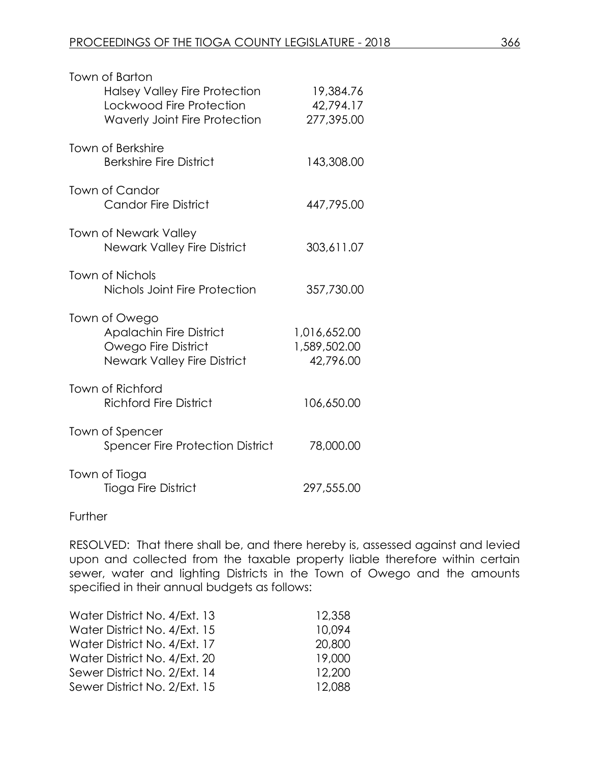| | |
|---|---|
| Town of Barton | |
| Halsey Valley Fire Protection | 19,384.76 |
| Lockwood Fire Protection | 42,794.17 |
| Waverly Joint Fire Protection | 277,395.00 |
| Town of Berkshire | |
| Berkshire Fire District | 143,308.00 |
| Town of Candor | |
| Candor Fire District | 447,795.00 |
| Town of Newark Valley | |
| Newark Valley Fire District | 303,611.07 |
| Town of Nichols | |
| Nichols Joint Fire Protection | 357,730.00 |
| Town of Owego | |
| Apalachin Fire District | 1,016,652.00 |
| Owego Fire District | 1,589,502.00 |
| Newark Valley Fire District | 42,796.00 |
| Town of Richford | |
| Richford Fire District | 106,650.00 |
| Town of Spencer | |
| Spencer Fire Protection District | 78,000.00 |
| Town of Tioga | |
| Tioga Fire District | 297,555.00 |

Further

RESOLVED: That there shall be, and there hereby is, assessed against and levied upon and collected from the taxable property liable therefore within certain sewer, water and lighting Districts in the Town of Owego and the amounts specified in their annual budgets as follows:

| | |
|---|---|
| Water District No. 4/Ext. 13 | 12,358 |
| Water District No. 4/Ext. 15 | 10,094 |
| Water District No. 4/Ext. 17 | 20,800 |
| Water District No. 4/Ext. 20 | 19,000 |
| Sewer District No. 2/Ext. 14 | 12,200 |
| Sewer District No. 2/Ext. 15 | 12,088 |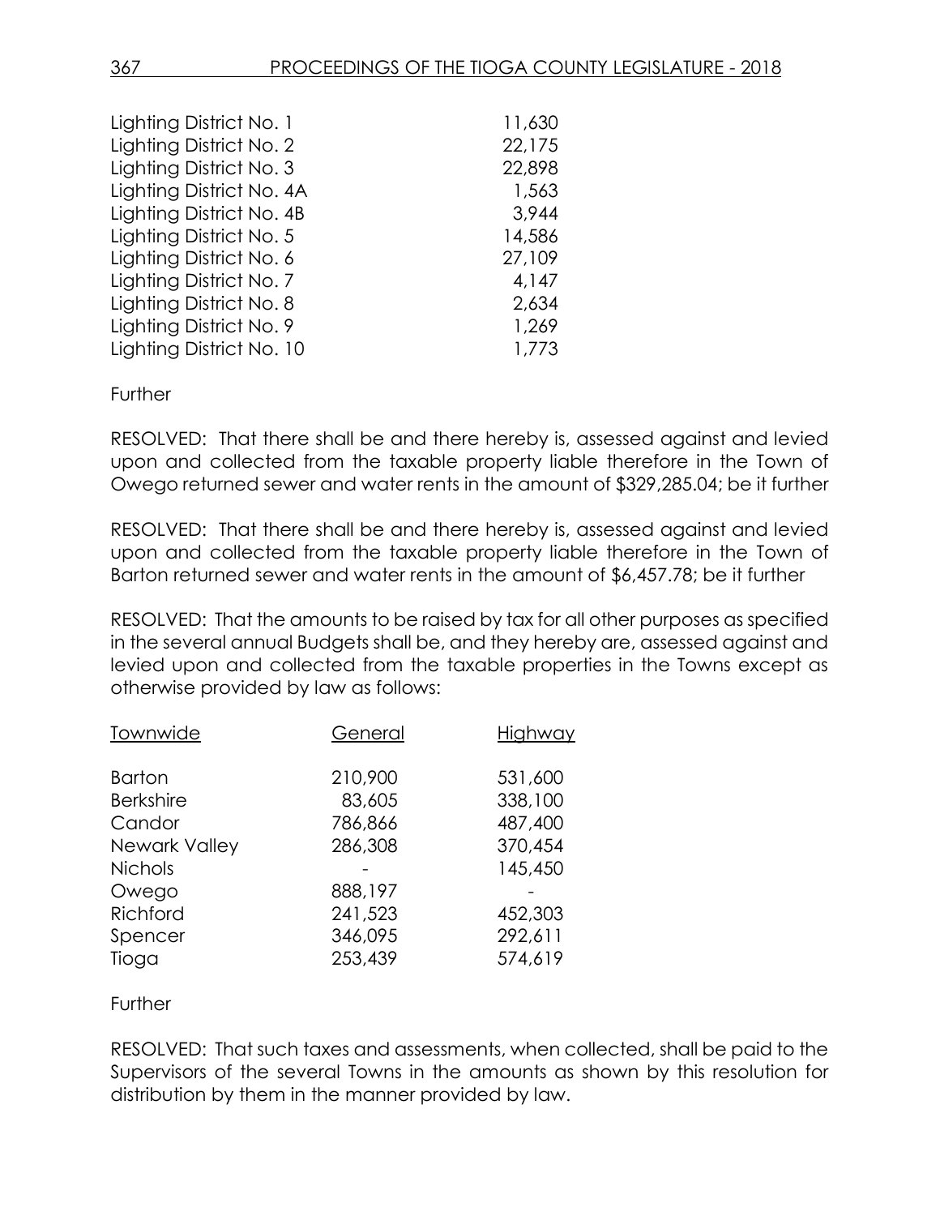| | |
|---|---|
| Lighting District No. 1 | 11,630 |
| Lighting District No. 2 | 22,175 |
| Lighting District No. 3 | 22,898 |
| Lighting District No. 4A | 1,563 |
| Lighting District No. 4B | 3,944 |
| Lighting District No. 5 | 14,586 |
| Lighting District No. 6 | 27,109 |
| Lighting District No. 7 | 4,147 |
| Lighting District No. 8 | 2,634 |
| Lighting District No. 9 | 1,269 |
| Lighting District No. 10 | 1,773 |

Further

RESOLVED: That there shall be and there hereby is, assessed against and levied upon and collected from the taxable property liable therefore in the Town of Owego returned sewer and water rents in the amount of $329,285.04; be it further

RESOLVED: That there shall be and there hereby is, assessed against and levied upon and collected from the taxable property liable therefore in the Town of Barton returned sewer and water rents in the amount of $6,457.78; be it further

RESOLVED: That the amounts to be raised by tax for all other purposes as specified in the several annual Budgets shall be, and they hereby are, assessed against and levied upon and collected from the taxable properties in the Towns except as otherwise provided by law as follows:

| Townwide | General | Highway |
|---|---|---|
| Barton | 210,900 | 531,600 |
| Berkshire | 83,605 | 338,100 |
| Candor | 786,866 | 487,400 |
| Newark Valley | 286,308 | 370,454 |
| Nichols | - | 145,450 |
| Owego | 888,197 | - |
| Richford | 241,523 | 452,303 |
| Spencer | 346,095 | 292,611 |
| Tioga | 253,439 | 574,619 |

Further

RESOLVED: That such taxes and assessments, when collected, shall be paid to the Supervisors of the several Towns in the amounts as shown by this resolution for distribution by them in the manner provided by law.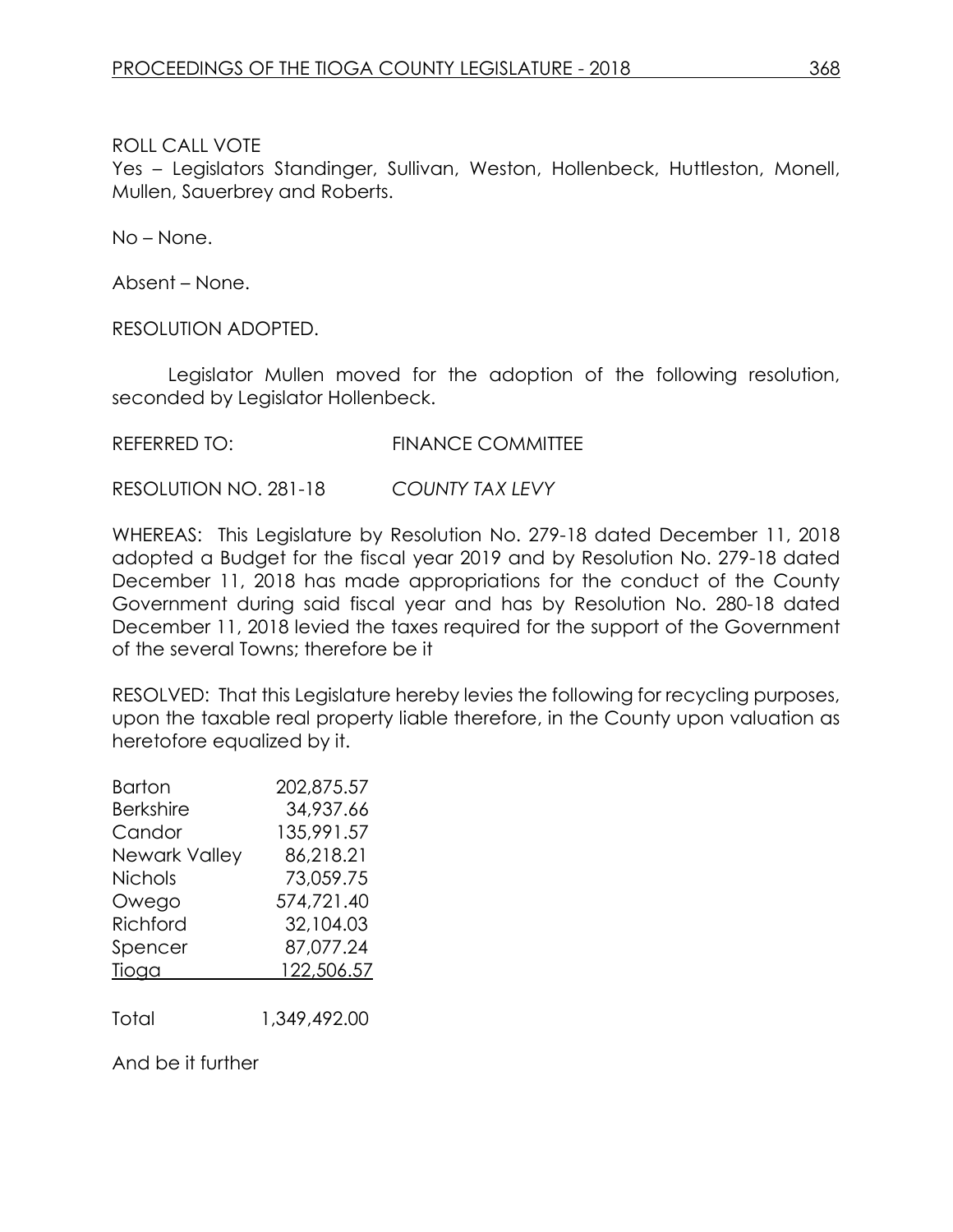ROLL CALL VOTE
Yes – Legislators Standinger, Sullivan, Weston, Hollenbeck, Huttleston, Monell, Mullen, Sauerbrey and Roberts.

No – None.

Absent – None.

RESOLUTION ADOPTED.

Legislator Mullen moved for the adoption of the following resolution, seconded by Legislator Hollenbeck.

REFERRED TO: FINANCE COMMITTEE

RESOLUTION NO. 281-18 *COUNTY TAX LEVY*

WHEREAS: This Legislature by Resolution No. 279-18 dated December 11, 2018 adopted a Budget for the fiscal year 2019 and by Resolution No. 279-18 dated December 11, 2018 has made appropriations for the conduct of the County Government during said fiscal year and has by Resolution No. 280-18 dated December 11, 2018 levied the taxes required for the support of the Government of the several Towns; therefore be it

RESOLVED: That this Legislature hereby levies the following for recycling purposes, upon the taxable real property liable therefore, in the County upon valuation as heretofore equalized by it.

| | |
|---|---|
| Barton | 202,875.57 |
| Berkshire | 34,937.66 |
| Candor | 135,991.57 |
| Newark Valley | 86,218.21 |
| Nichols | 73,059.75 |
| Owego | 574,721.40 |
| Richford | 32,104.03 |
| Spencer | 87,077.24 |
| Tioga | 122,506.57 |
| Total | 1,349,492.00 |

And be it further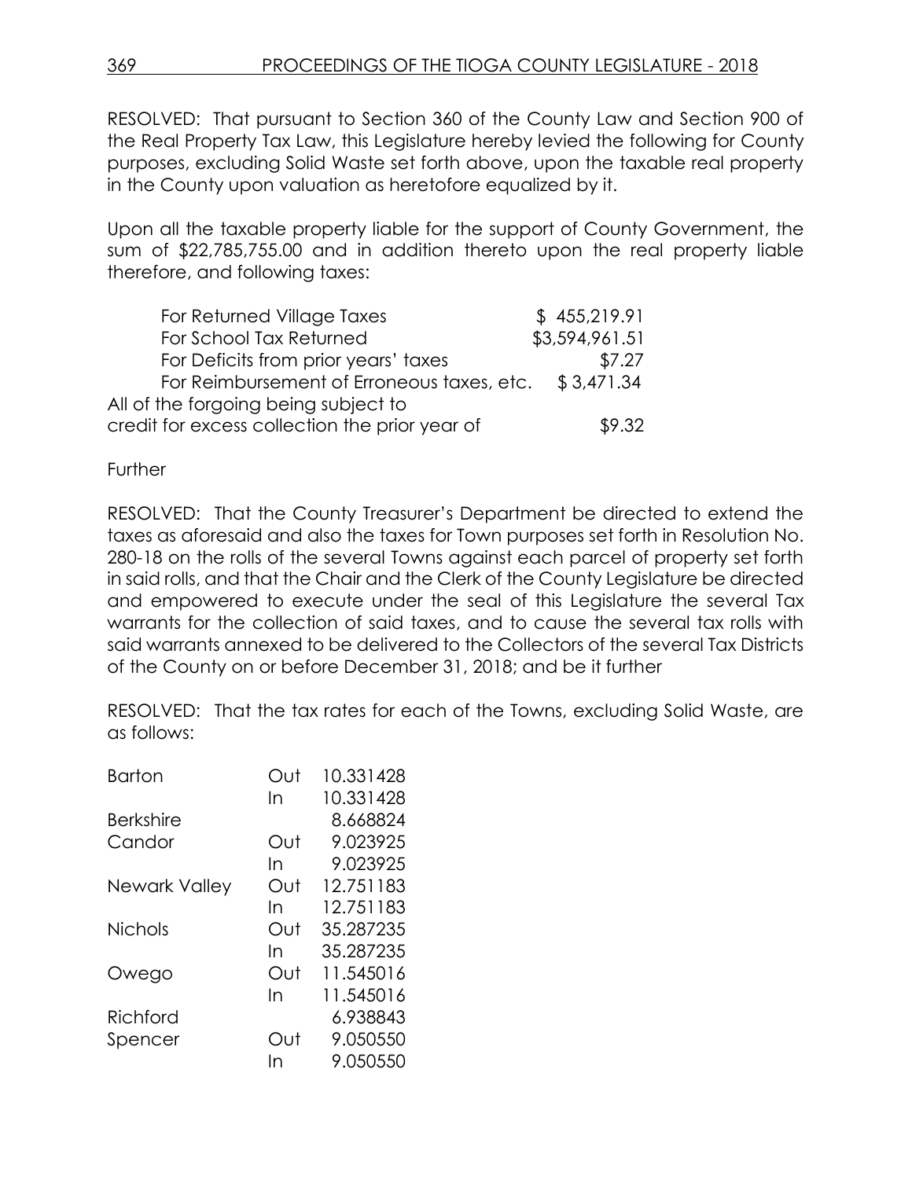RESOLVED: That pursuant to Section 360 of the County Law and Section 900 of the Real Property Tax Law, this Legislature hereby levied the following for County purposes, excluding Solid Waste set forth above, upon the taxable real property in the County upon valuation as heretofore equalized by it.

Upon all the taxable property liable for the support of County Government, the sum of $22,785,755.00 and in addition thereto upon the real property liable therefore, and following taxes:

| | |
|---|---|
| For Returned Village Taxes | $ 455,219.91 |
| For School Tax Returned | $3,594,961.51 |
| For Deficits from prior years' taxes | $7.27 |
| For Reimbursement of Erroneous taxes, etc. | $ 3,471.34 |
| All of the forgoing being subject to credit for excess collection the prior year of | $9.32 |

Further

RESOLVED: That the County Treasurer's Department be directed to extend the taxes as aforesaid and also the taxes for Town purposes set forth in Resolution No. 280-18 on the rolls of the several Towns against each parcel of property set forth in said rolls, and that the Chair and the Clerk of the County Legislature be directed and empowered to execute under the seal of this Legislature the several Tax warrants for the collection of said taxes, and to cause the several tax rolls with said warrants annexed to be delivered to the Collectors of the several Tax Districts of the County on or before December 31, 2018; and be it further

RESOLVED: That the tax rates for each of the Towns, excluding Solid Waste, are as follows:

| | | |
|---|---|---|
| Barton | Out | 10.331428 |
| | In | 10.331428 |
| Berkshire | | 8.668824 |
| Candor | Out | 9.023925 |
| | In | 9.023925 |
| Newark Valley | Out | 12.751183 |
| | In | 12.751183 |
| Nichols | Out | 35.287235 |
| | In | 35.287235 |
| Owego | Out | 11.545016 |
| | In | 11.545016 |
| Richford | | 6.938843 |
| Spencer | Out | 9.050550 |
| | In | 9.050550 |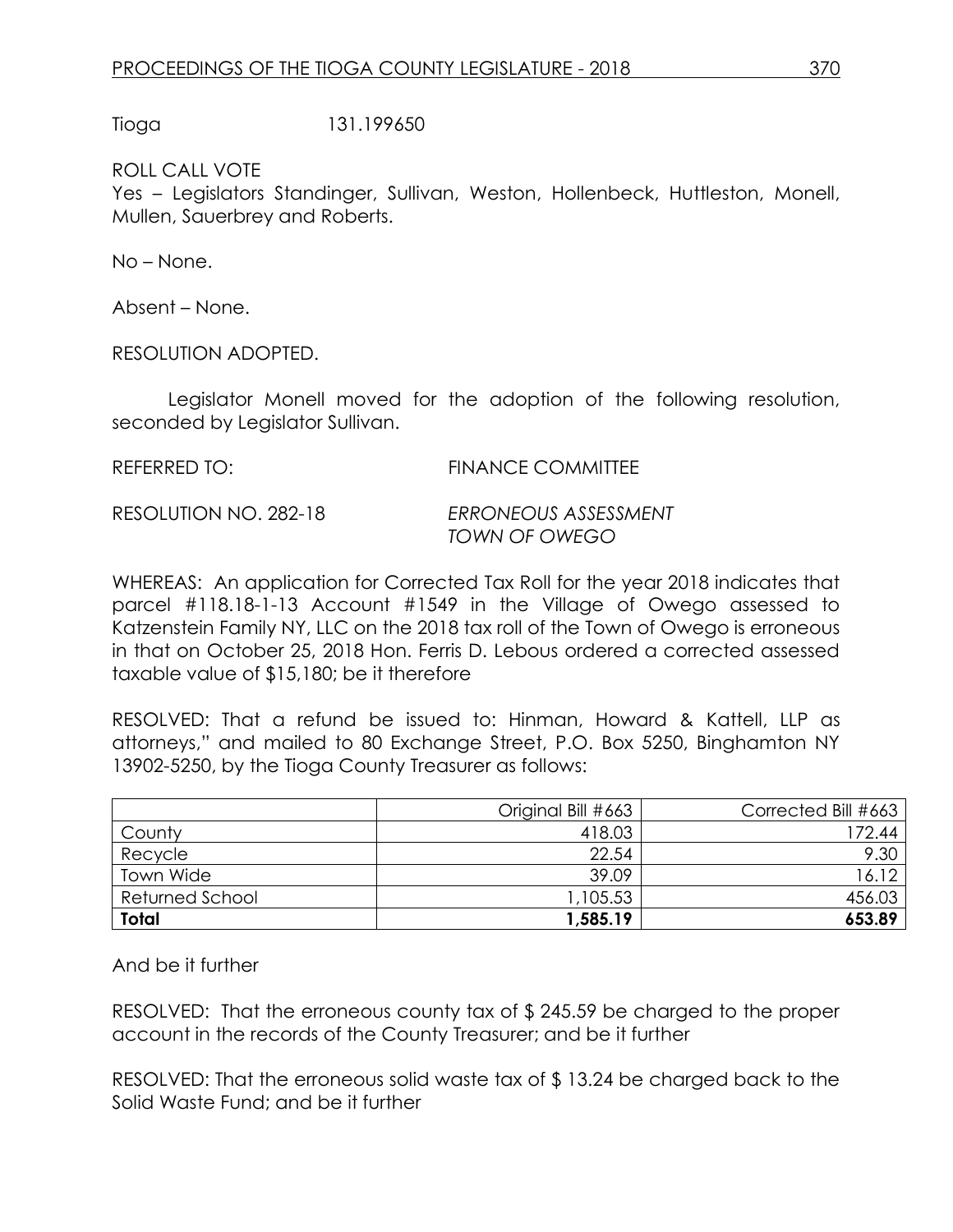Tioga 131.199650

ROLL CALL VOTE
Yes – Legislators Standinger, Sullivan, Weston, Hollenbeck, Huttleston, Monell, Mullen, Sauerbrey and Roberts.

No – None.

Absent – None.

RESOLUTION ADOPTED.

Legislator Monell moved for the adoption of the following resolution, seconded by Legislator Sullivan.

REFERRED TO: FINANCE COMMITTEE

RESOLUTION NO. 282-18 *ERRONEOUS ASSESSMENT TOWN OF OWEGO*

WHEREAS: An application for Corrected Tax Roll for the year 2018 indicates that parcel #118.18-1-13 Account #1549 in the Village of Owego assessed to Katzenstein Family NY, LLC on the 2018 tax roll of the Town of Owego is erroneous in that on October 25, 2018 Hon. Ferris D. Lebous ordered a corrected assessed taxable value of $15,180; be it therefore

RESOLVED: That a refund be issued to: Hinman, Howard & Kattell, LLP as attorneys," and mailed to 80 Exchange Street, P.O. Box 5250, Binghamton NY 13902-5250, by the Tioga County Treasurer as follows:

| | Original Bill #663 | Corrected Bill #663 |
|---|---|---|
| County | 418.03 | 172.44 |
| Recycle | 22.54 | 9.30 |
| Town Wide | 39.09 | 16.12 |
| Returned School | 1,105.53 | 456.03 |
| **Total** | **1,585.19** | **653.89** |

And be it further

RESOLVED: That the erroneous county tax of $ 245.59 be charged to the proper account in the records of the County Treasurer; and be it further

RESOLVED: That the erroneous solid waste tax of $ 13.24 be charged back to the Solid Waste Fund; and be it further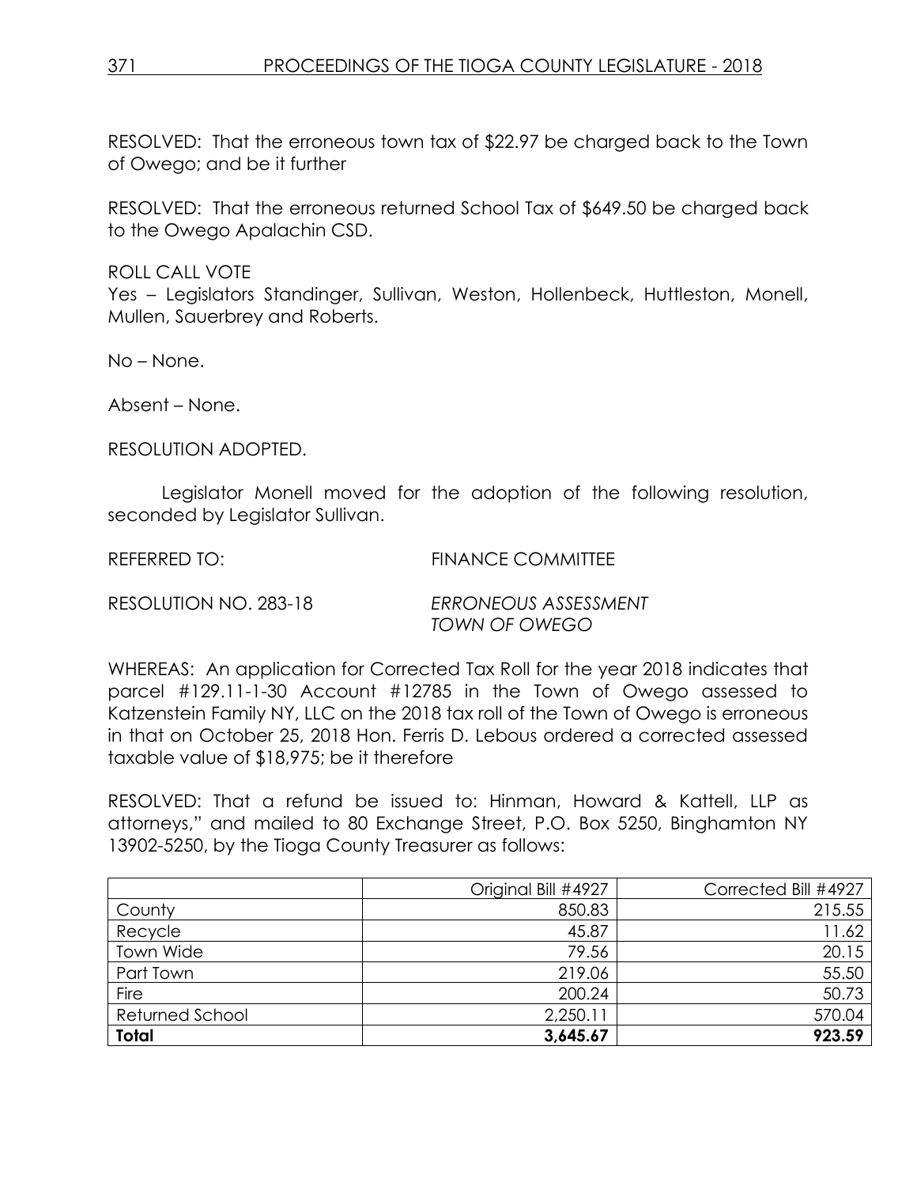RESOLVED: That the erroneous town tax of $22.97 be charged back to the Town of Owego; and be it further

RESOLVED: That the erroneous returned School Tax of $649.50 be charged back to the Owego Apalachin CSD.

ROLL CALL VOTE
Yes – Legislators Standinger, Sullivan, Weston, Hollenbeck, Huttleston, Monell, Mullen, Sauerbrey and Roberts.

No – None.

Absent – None.

RESOLUTION ADOPTED.

Legislator Monell moved for the adoption of the following resolution, seconded by Legislator Sullivan.

REFERRED TO: FINANCE COMMITTEE

RESOLUTION NO. 283-18 *ERRONEOUS ASSESSMENT TOWN OF OWEGO*

WHEREAS: An application for Corrected Tax Roll for the year 2018 indicates that parcel #129.11-1-30 Account #12785 in the Town of Owego assessed to Katzenstein Family NY, LLC on the 2018 tax roll of the Town of Owego is erroneous in that on October 25, 2018 Hon. Ferris D. Lebous ordered a corrected assessed taxable value of $18,975; be it therefore

RESOLVED: That a refund be issued to: Hinman, Howard & Kattell, LLP as attorneys," and mailed to 80 Exchange Street, P.O. Box 5250, Binghamton NY 13902-5250, by the Tioga County Treasurer as follows:

| | Original Bill #4927 | Corrected Bill #4927 |
|---|---:|---:|
| County | 850.83 | 215.55 |
| Recycle | 45.87 | 11.62 |
| Town Wide | 79.56 | 20.15 |
| Part Town | 219.06 | 55.50 |
| Fire | 200.24 | 50.73 |
| Returned School | 2,250.11 | 570.04 |
| **Total** | **3,645.67** | **923.59** |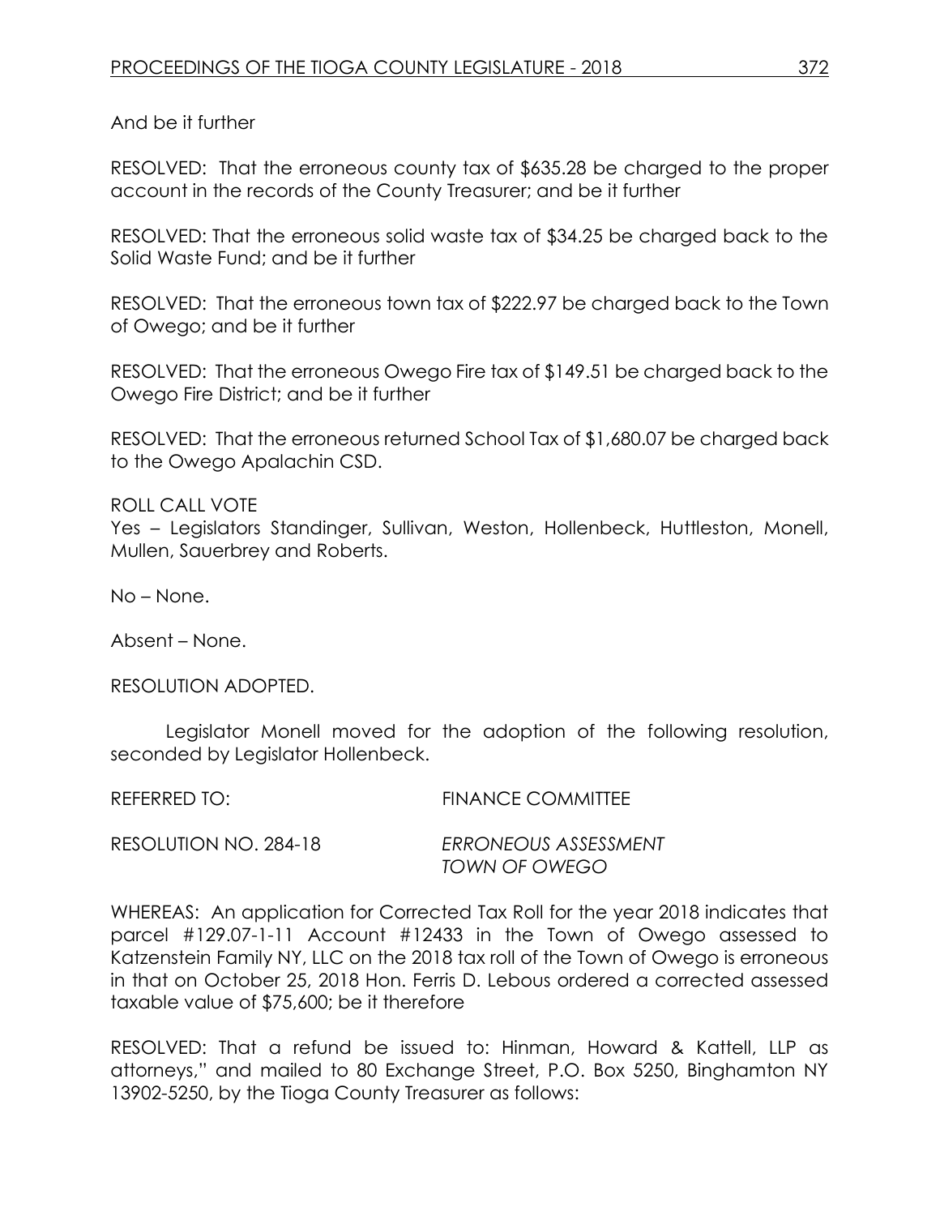And be it further

RESOLVED: That the erroneous county tax of $635.28 be charged to the proper account in the records of the County Treasurer; and be it further

RESOLVED: That the erroneous solid waste tax of $34.25 be charged back to the Solid Waste Fund; and be it further

RESOLVED: That the erroneous town tax of $222.97 be charged back to the Town of Owego; and be it further

RESOLVED: That the erroneous Owego Fire tax of $149.51 be charged back to the Owego Fire District; and be it further

RESOLVED: That the erroneous returned School Tax of $1,680.07 be charged back to the Owego Apalachin CSD.

ROLL CALL VOTE
Yes – Legislators Standinger, Sullivan, Weston, Hollenbeck, Huttleston, Monell, Mullen, Sauerbrey and Roberts.

No – None.

Absent – None.

RESOLUTION ADOPTED.

Legislator Monell moved for the adoption of the following resolution, seconded by Legislator Hollenbeck.

REFERRED TO: FINANCE COMMITTEE

RESOLUTION NO. 284-18 *ERRONEOUS ASSESSMENT TOWN OF OWEGO*

WHEREAS: An application for Corrected Tax Roll for the year 2018 indicates that parcel #129.07-1-11 Account #12433 in the Town of Owego assessed to Katzenstein Family NY, LLC on the 2018 tax roll of the Town of Owego is erroneous in that on October 25, 2018 Hon. Ferris D. Lebous ordered a corrected assessed taxable value of $75,600; be it therefore

RESOLVED: That a refund be issued to: Hinman, Howard & Kattell, LLP as attorneys," and mailed to 80 Exchange Street, P.O. Box 5250, Binghamton NY 13902-5250, by the Tioga County Treasurer as follows: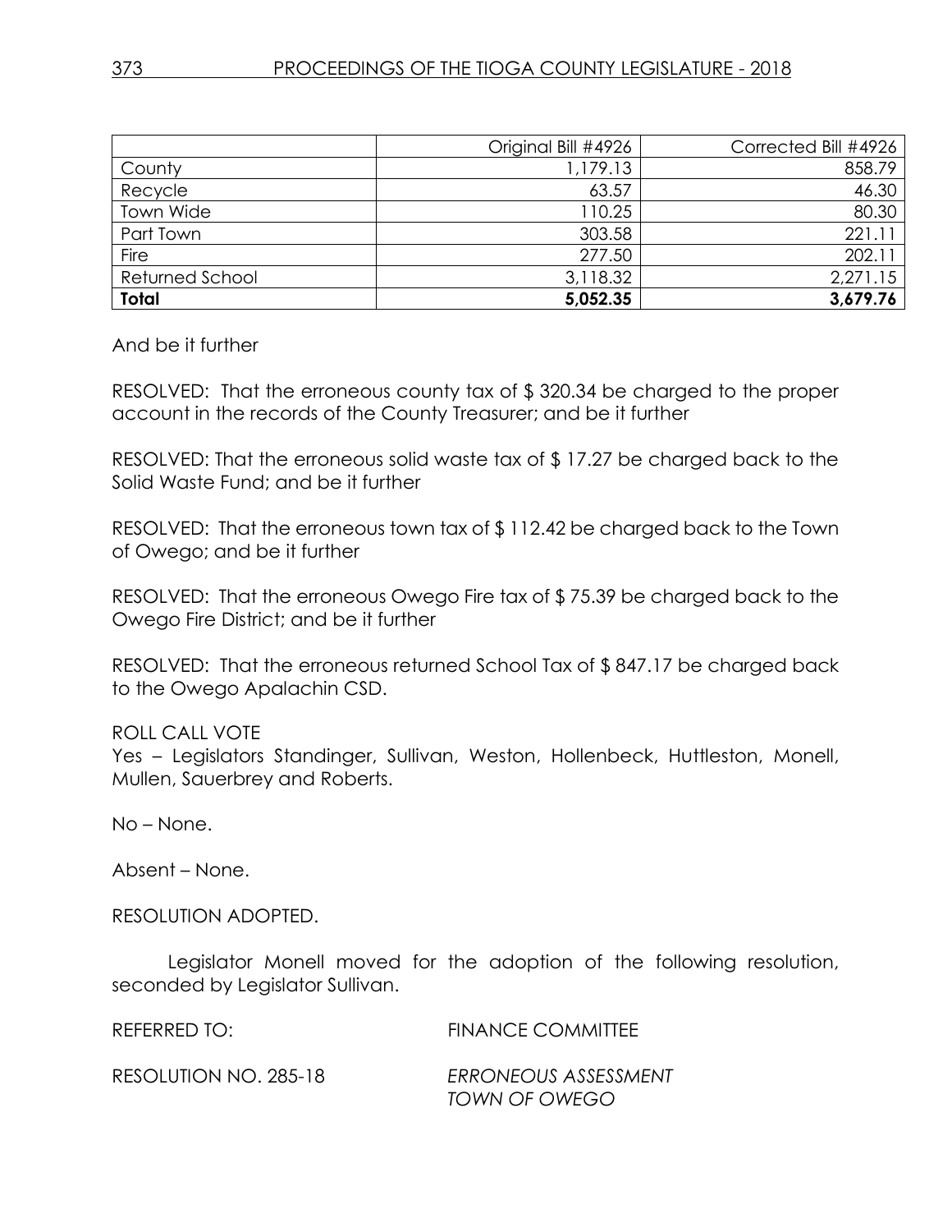| | Original Bill #4926 | Corrected Bill #4926 |
|---|---|---|
| County | 1,179.13 | 858.79 |
| Recycle | 63.57 | 46.30 |
| Town Wide | 110.25 | 80.30 |
| Part Town | 303.58 | 221.11 |
| Fire | 277.50 | 202.11 |
| Returned School | 3,118.32 | 2,271.15 |
| **Total** | **5,052.35** | **3,679.76** |

And be it further

RESOLVED: That the erroneous county tax of $ 320.34 be charged to the proper account in the records of the County Treasurer; and be it further

RESOLVED: That the erroneous solid waste tax of $ 17.27 be charged back to the Solid Waste Fund; and be it further

RESOLVED: That the erroneous town tax of $ 112.42 be charged back to the Town of Owego; and be it further

RESOLVED: That the erroneous Owego Fire tax of $ 75.39 be charged back to the Owego Fire District; and be it further

RESOLVED: That the erroneous returned School Tax of $ 847.17 be charged back to the Owego Apalachin CSD.

ROLL CALL VOTE
Yes – Legislators Standinger, Sullivan, Weston, Hollenbeck, Huttleston, Monell, Mullen, Sauerbrey and Roberts.

No – None.

Absent – None.

RESOLUTION ADOPTED.

Legislator Monell moved for the adoption of the following resolution, seconded by Legislator Sullivan.

REFERRED TO: FINANCE COMMITTEE

RESOLUTION NO. 285-18 *ERRONEOUS ASSESSMENT TOWN OF OWEGO*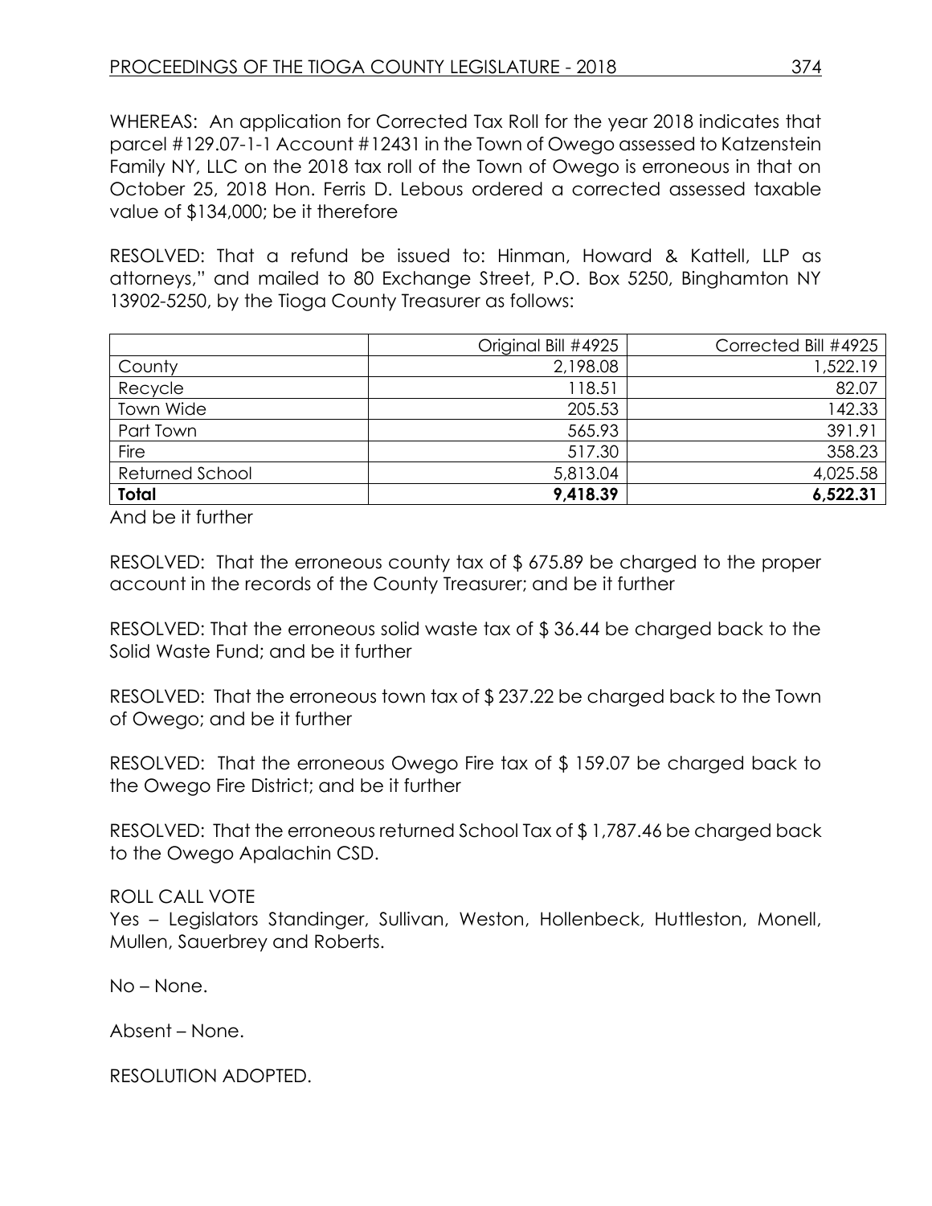WHEREAS: An application for Corrected Tax Roll for the year 2018 indicates that parcel #129.07-1-1 Account #12431 in the Town of Owego assessed to Katzenstein Family NY, LLC on the 2018 tax roll of the Town of Owego is erroneous in that on October 25, 2018 Hon. Ferris D. Lebous ordered a corrected assessed taxable value of $134,000; be it therefore

RESOLVED: That a refund be issued to: Hinman, Howard & Kattell, LLP as attorneys," and mailed to 80 Exchange Street, P.O. Box 5250, Binghamton NY 13902-5250, by the Tioga County Treasurer as follows:

| | Original Bill #4925 | Corrected Bill #4925 |
|---|---|---|
| County | 2,198.08 | 1,522.19 |
| Recycle | 118.51 | 82.07 |
| Town Wide | 205.53 | 142.33 |
| Part Town | 565.93 | 391.91 |
| Fire | 517.30 | 358.23 |
| Returned School | 5,813.04 | 4,025.58 |
| **Total** | **9,418.39** | **6,522.31** |

And be it further

RESOLVED: That the erroneous county tax of $ 675.89 be charged to the proper account in the records of the County Treasurer; and be it further

RESOLVED: That the erroneous solid waste tax of $ 36.44 be charged back to the Solid Waste Fund; and be it further

RESOLVED: That the erroneous town tax of $ 237.22 be charged back to the Town of Owego; and be it further

RESOLVED: That the erroneous Owego Fire tax of $ 159.07 be charged back to the Owego Fire District; and be it further

RESOLVED: That the erroneous returned School Tax of $ 1,787.46 be charged back to the Owego Apalachin CSD.

ROLL CALL VOTE
Yes – Legislators Standinger, Sullivan, Weston, Hollenbeck, Huttleston, Monell, Mullen, Sauerbrey and Roberts.

No – None.

Absent – None.

RESOLUTION ADOPTED.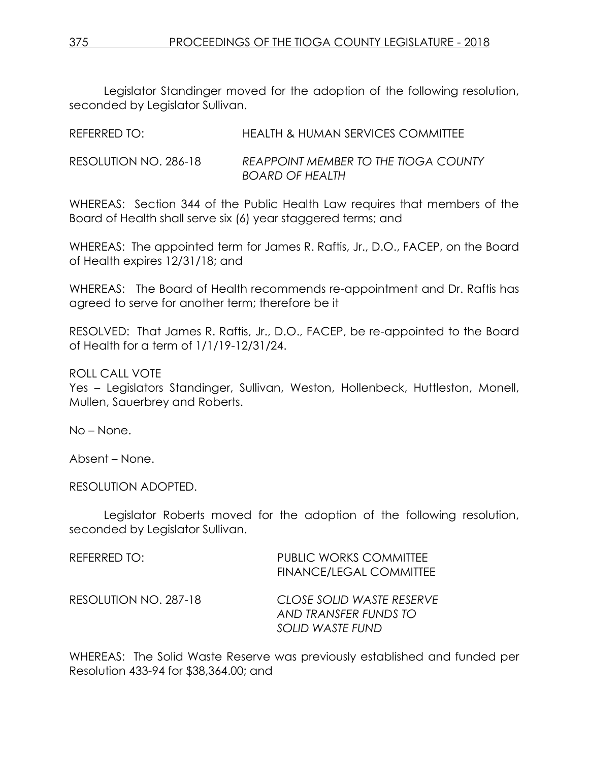Legislator Standinger moved for the adoption of the following resolution, seconded by Legislator Sullivan.

REFERRED TO: HEALTH & HUMAN SERVICES COMMITTEE

RESOLUTION NO. 286-18 *REAPPOINT MEMBER TO THE TIOGA COUNTY BOARD OF HEALTH*

WHEREAS: Section 344 of the Public Health Law requires that members of the Board of Health shall serve six (6) year staggered terms; and

WHEREAS: The appointed term for James R. Raftis, Jr., D.O., FACEP, on the Board of Health expires 12/31/18; and

WHEREAS: The Board of Health recommends re-appointment and Dr. Raftis has agreed to serve for another term; therefore be it

RESOLVED: That James R. Raftis, Jr., D.O., FACEP, be re-appointed to the Board of Health for a term of 1/1/19-12/31/24.

ROLL CALL VOTE
Yes – Legislators Standinger, Sullivan, Weston, Hollenbeck, Huttleston, Monell, Mullen, Sauerbrey and Roberts.

No – None.

Absent – None.

RESOLUTION ADOPTED.

Legislator Roberts moved for the adoption of the following resolution, seconded by Legislator Sullivan.

REFERRED TO: PUBLIC WORKS COMMITTEE
FINANCE/LEGAL COMMITTEE

RESOLUTION NO. 287-18 *CLOSE SOLID WASTE RESERVE AND TRANSFER FUNDS TO SOLID WASTE FUND*

WHEREAS: The Solid Waste Reserve was previously established and funded per Resolution 433-94 for $38,364.00; and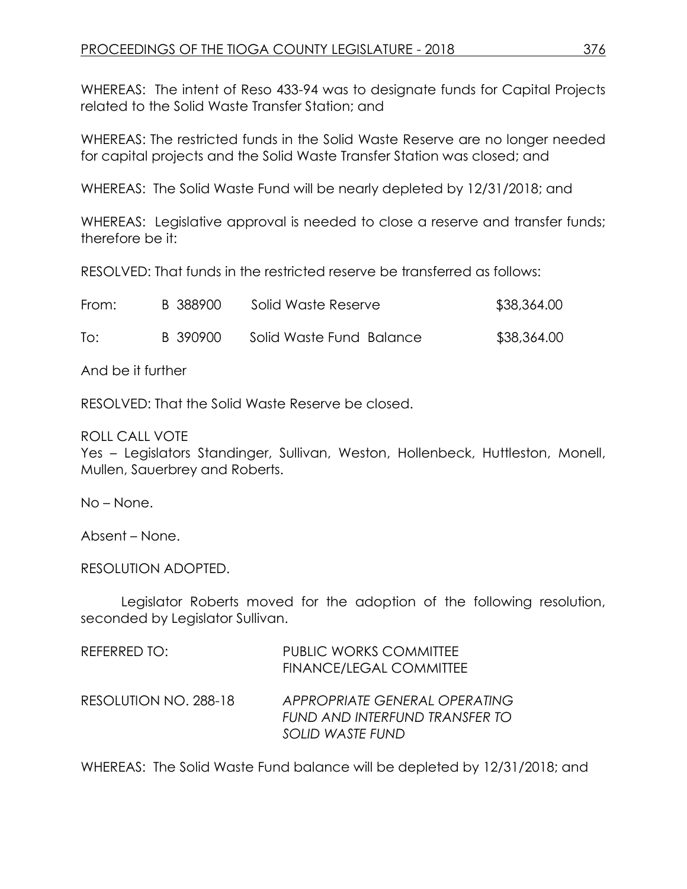WHEREAS: The intent of Reso 433-94 was to designate funds for Capital Projects related to the Solid Waste Transfer Station; and

WHEREAS: The restricted funds in the Solid Waste Reserve are no longer needed for capital projects and the Solid Waste Transfer Station was closed; and

WHEREAS: The Solid Waste Fund will be nearly depleted by 12/31/2018; and

WHEREAS: Legislative approval is needed to close a reserve and transfer funds; therefore be it:

RESOLVED: That funds in the restricted reserve be transferred as follows:

| | | | |
|---|---|---|---|
| From: | B 388900 | Solid Waste Reserve | $38,364.00 |
| To: | B 390900 | Solid Waste Fund Balance | $38,364.00 |

And be it further

RESOLVED: That the Solid Waste Reserve be closed.

ROLL CALL VOTE
Yes – Legislators Standinger, Sullivan, Weston, Hollenbeck, Huttleston, Monell, Mullen, Sauerbrey and Roberts.

No – None.

Absent – None.

RESOLUTION ADOPTED.

Legislator Roberts moved for the adoption of the following resolution, seconded by Legislator Sullivan.

REFERRED TO: PUBLIC WORKS COMMITTEE
FINANCE/LEGAL COMMITTEE

RESOLUTION NO. 288-18 *APPROPRIATE GENERAL OPERATING FUND AND INTERFUND TRANSFER TO SOLID WASTE FUND*

WHEREAS: The Solid Waste Fund balance will be depleted by 12/31/2018; and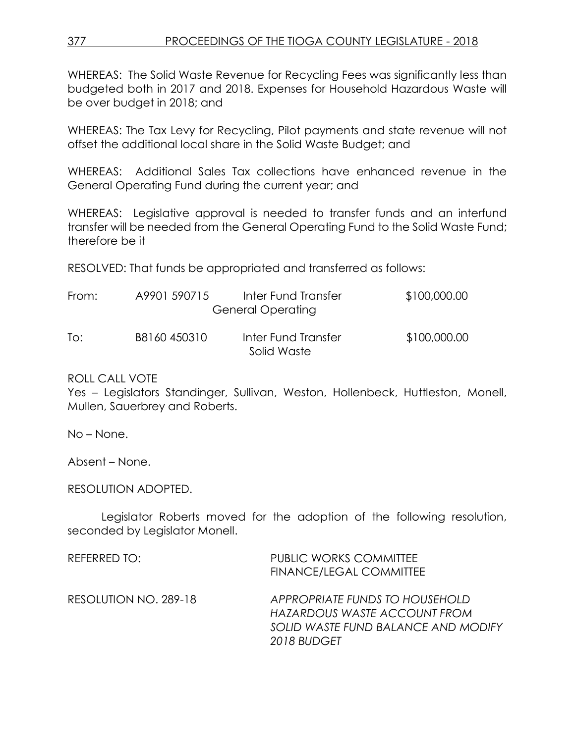WHEREAS: The Solid Waste Revenue for Recycling Fees was significantly less than budgeted both in 2017 and 2018. Expenses for Household Hazardous Waste will be over budget in 2018; and

WHEREAS: The Tax Levy for Recycling, Pilot payments and state revenue will not offset the additional local share in the Solid Waste Budget; and

WHEREAS: Additional Sales Tax collections have enhanced revenue in the General Operating Fund during the current year; and

WHEREAS: Legislative approval is needed to transfer funds and an interfund transfer will be needed from the General Operating Fund to the Solid Waste Fund; therefore be it

RESOLVED: That funds be appropriated and transferred as follows:

| | | | |
|---|---|---|---|
| From: | A9901 590715 | Inter Fund Transfer General Operating | $100,000.00 |
| To: | B8160 450310 | Inter Fund Transfer Solid Waste | $100,000.00 |

ROLL CALL VOTE
Yes – Legislators Standinger, Sullivan, Weston, Hollenbeck, Huttleston, Monell, Mullen, Sauerbrey and Roberts.

No – None.

Absent – None.

RESOLUTION ADOPTED.

Legislator Roberts moved for the adoption of the following resolution, seconded by Legislator Monell.

REFERRED TO: PUBLIC WORKS COMMITTEE
FINANCE/LEGAL COMMITTEE

RESOLUTION NO. 289-18 *APPROPRIATE FUNDS TO HOUSEHOLD HAZARDOUS WASTE ACCOUNT FROM SOLID WASTE FUND BALANCE AND MODIFY 2018 BUDGET*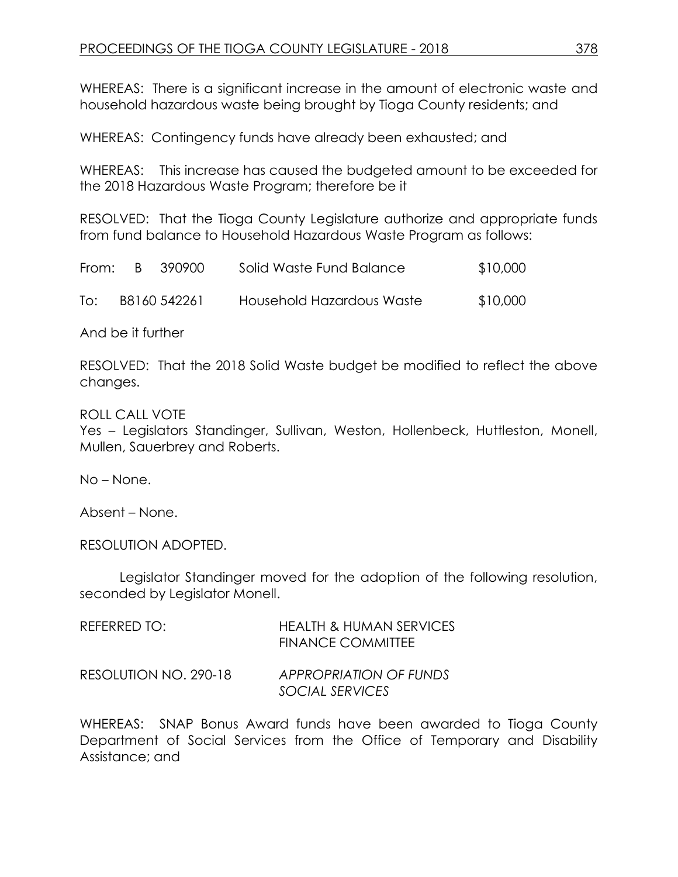WHEREAS: There is a significant increase in the amount of electronic waste and household hazardous waste being brought by Tioga County residents; and

WHEREAS: Contingency funds have already been exhausted; and

WHEREAS: This increase has caused the budgeted amount to be exceeded for the 2018 Hazardous Waste Program; therefore be it

RESOLVED: That the Tioga County Legislature authorize and appropriate funds from fund balance to Household Hazardous Waste Program as follows:

| | | | |
|---|---|---|---|
| From: | B 390900 | Solid Waste Fund Balance | \$10,000 |
| To: | B8160 542261 | Household Hazardous Waste | \$10,000 |

And be it further

RESOLVED: That the 2018 Solid Waste budget be modified to reflect the above changes.

ROLL CALL VOTE
Yes – Legislators Standinger, Sullivan, Weston, Hollenbeck, Huttleston, Monell, Mullen, Sauerbrey and Roberts.

No – None.

Absent – None.

RESOLUTION ADOPTED.

Legislator Standinger moved for the adoption of the following resolution, seconded by Legislator Monell.

REFERRED TO: HEALTH & HUMAN SERVICES
FINANCE COMMITTEE

RESOLUTION NO. 290-18 *APPROPRIATION OF FUNDS*
*SOCIAL SERVICES*

WHEREAS: SNAP Bonus Award funds have been awarded to Tioga County Department of Social Services from the Office of Temporary and Disability Assistance; and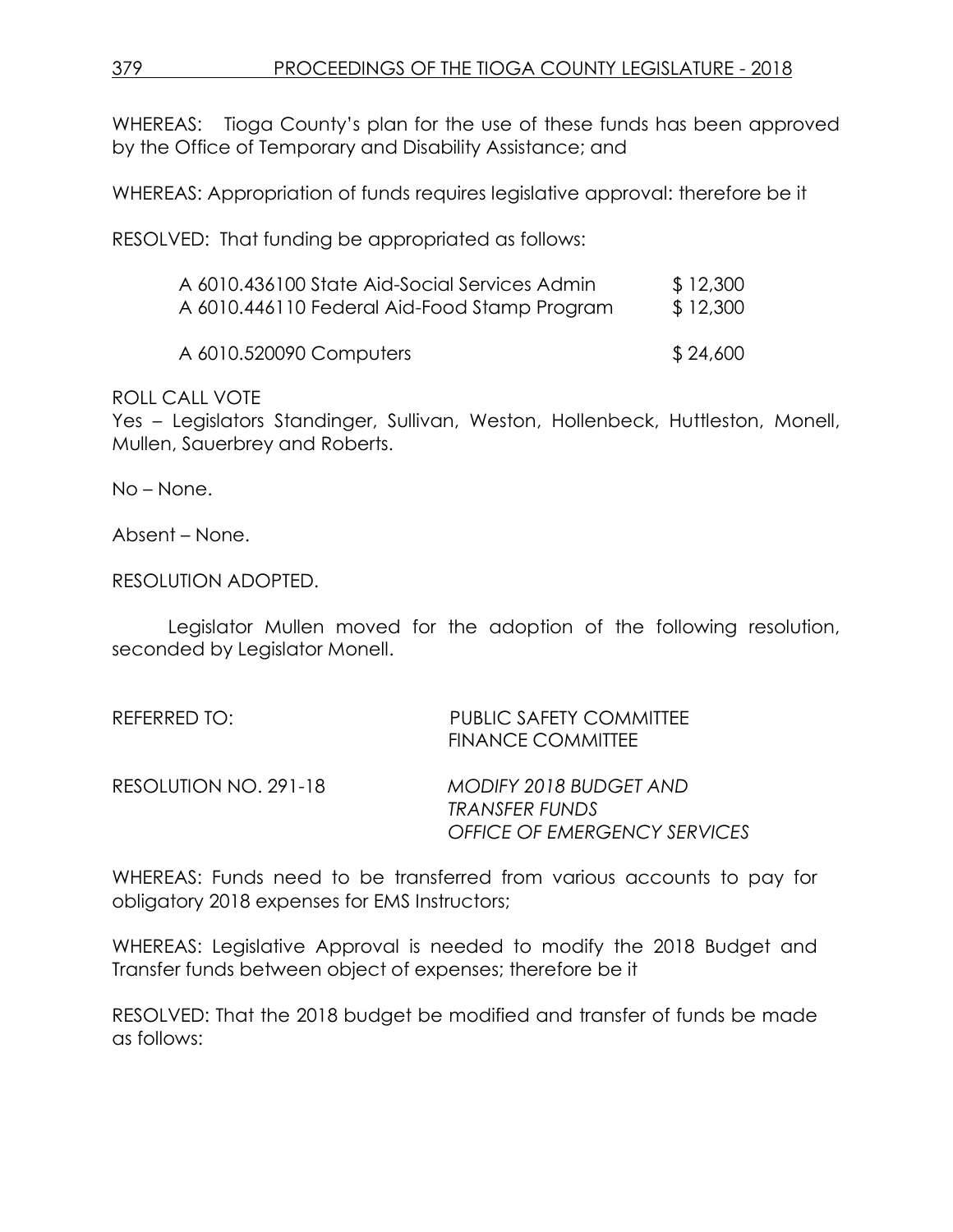WHEREAS: Tioga County's plan for the use of these funds has been approved by the Office of Temporary and Disability Assistance; and

WHEREAS: Appropriation of funds requires legislative approval: therefore be it

RESOLVED: That funding be appropriated as follows:

| | |
|---|---|
| A 6010.436100 State Aid-Social Services Admin | $ 12,300 |
| A 6010.446110 Federal Aid-Food Stamp Program | $ 12,300 |
| | |
| A 6010.520090 Computers | $ 24,600 |

ROLL CALL VOTE
Yes – Legislators Standinger, Sullivan, Weston, Hollenbeck, Huttleston, Monell, Mullen, Sauerbrey and Roberts.

No – None.

Absent – None.

RESOLUTION ADOPTED.

Legislator Mullen moved for the adoption of the following resolution, seconded by Legislator Monell.

REFERRED TO: PUBLIC SAFETY COMMITTEE
FINANCE COMMITTEE

RESOLUTION NO. 291-18 *MODIFY 2018 BUDGET AND TRANSFER FUNDS OFFICE OF EMERGENCY SERVICES*

WHEREAS: Funds need to be transferred from various accounts to pay for obligatory 2018 expenses for EMS Instructors;

WHEREAS: Legislative Approval is needed to modify the 2018 Budget and Transfer funds between object of expenses; therefore be it

RESOLVED: That the 2018 budget be modified and transfer of funds be made as follows: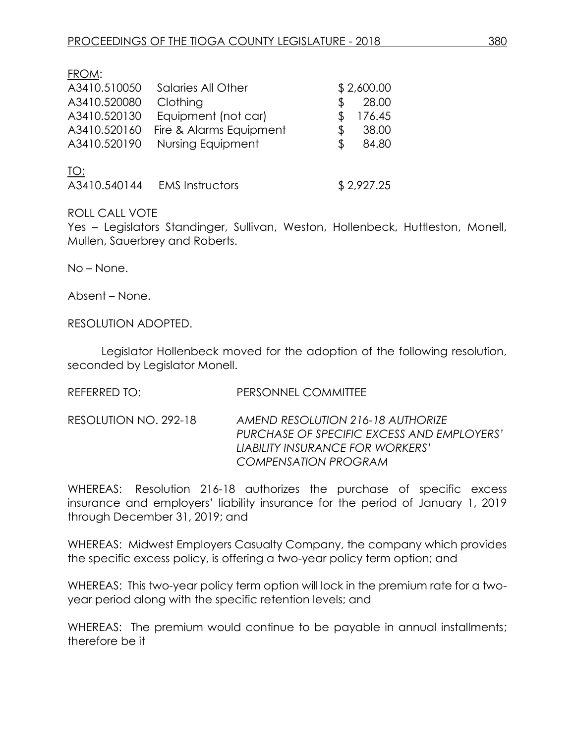FROM:

| | | |
|---|---|---|
| A3410.510050 | Salaries All Other | $ 2,600.00 |
| A3410.520080 | Clothing | $ 28.00 |
| A3410.520130 | Equipment (not car) | $ 176.45 |
| A3410.520160 | Fire & Alarms Equipment | $ 38.00 |
| A3410.520190 | Nursing Equipment | $ 84.80 |

TO:

| | | |
|---|---|---|
| A3410.540144 | EMS Instructors | $ 2,927.25 |

ROLL CALL VOTE

Yes – Legislators Standinger, Sullivan, Weston, Hollenbeck, Huttleston, Monell, Mullen, Sauerbrey and Roberts.

No – None.

Absent – None.

RESOLUTION ADOPTED.

Legislator Hollenbeck moved for the adoption of the following resolution, seconded by Legislator Monell.

REFERRED TO: PERSONNEL COMMITTEE

RESOLUTION NO. 292-18 *AMEND RESOLUTION 216-18 AUTHORIZE PURCHASE OF SPECIFIC EXCESS AND EMPLOYERS' LIABILITY INSURANCE FOR WORKERS' COMPENSATION PROGRAM*

WHEREAS: Resolution 216-18 authorizes the purchase of specific excess insurance and employers' liability insurance for the period of January 1, 2019 through December 31, 2019; and

WHEREAS: Midwest Employers Casualty Company, the company which provides the specific excess policy, is offering a two-year policy term option; and

WHEREAS: This two-year policy term option will lock in the premium rate for a two-year period along with the specific retention levels; and

WHEREAS: The premium would continue to be payable in annual installments; therefore be it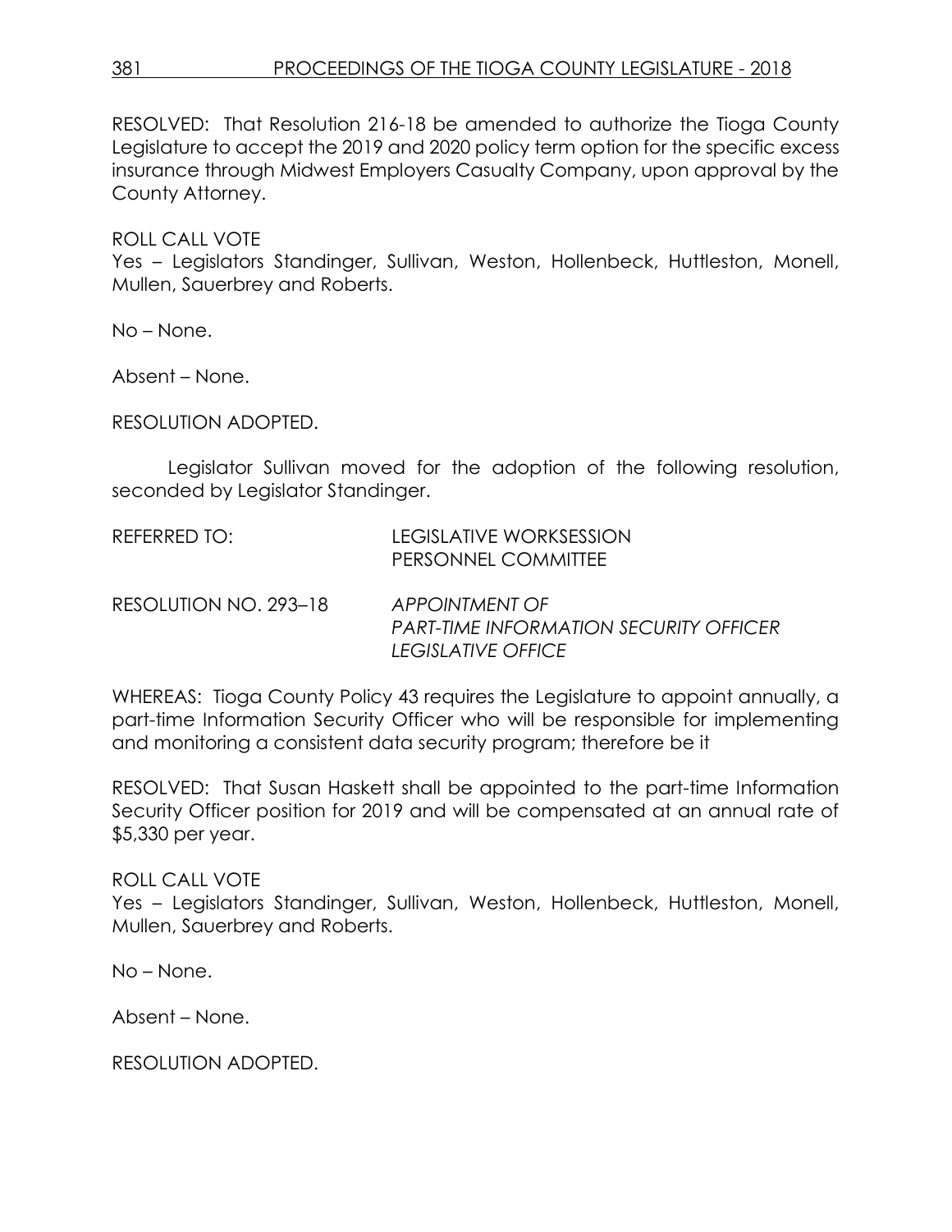RESOLVED: That Resolution 216-18 be amended to authorize the Tioga County Legislature to accept the 2019 and 2020 policy term option for the specific excess insurance through Midwest Employers Casualty Company, upon approval by the County Attorney.

ROLL CALL VOTE
Yes – Legislators Standinger, Sullivan, Weston, Hollenbeck, Huttleston, Monell, Mullen, Sauerbrey and Roberts.

No – None.

Absent – None.

RESOLUTION ADOPTED.

Legislator Sullivan moved for the adoption of the following resolution, seconded by Legislator Standinger.

REFERRED TO: LEGISLATIVE WORKSESSION
PERSONNEL COMMITTEE

RESOLUTION NO. 293–18 *APPOINTMENT OF*
*PART-TIME INFORMATION SECURITY OFFICER*
*LEGISLATIVE OFFICE*

WHEREAS: Tioga County Policy 43 requires the Legislature to appoint annually, a part-time Information Security Officer who will be responsible for implementing and monitoring a consistent data security program; therefore be it

RESOLVED: That Susan Haskett shall be appointed to the part-time Information Security Officer position for 2019 and will be compensated at an annual rate of $5,330 per year.

ROLL CALL VOTE
Yes – Legislators Standinger, Sullivan, Weston, Hollenbeck, Huttleston, Monell, Mullen, Sauerbrey and Roberts.

No – None.

Absent – None.

RESOLUTION ADOPTED.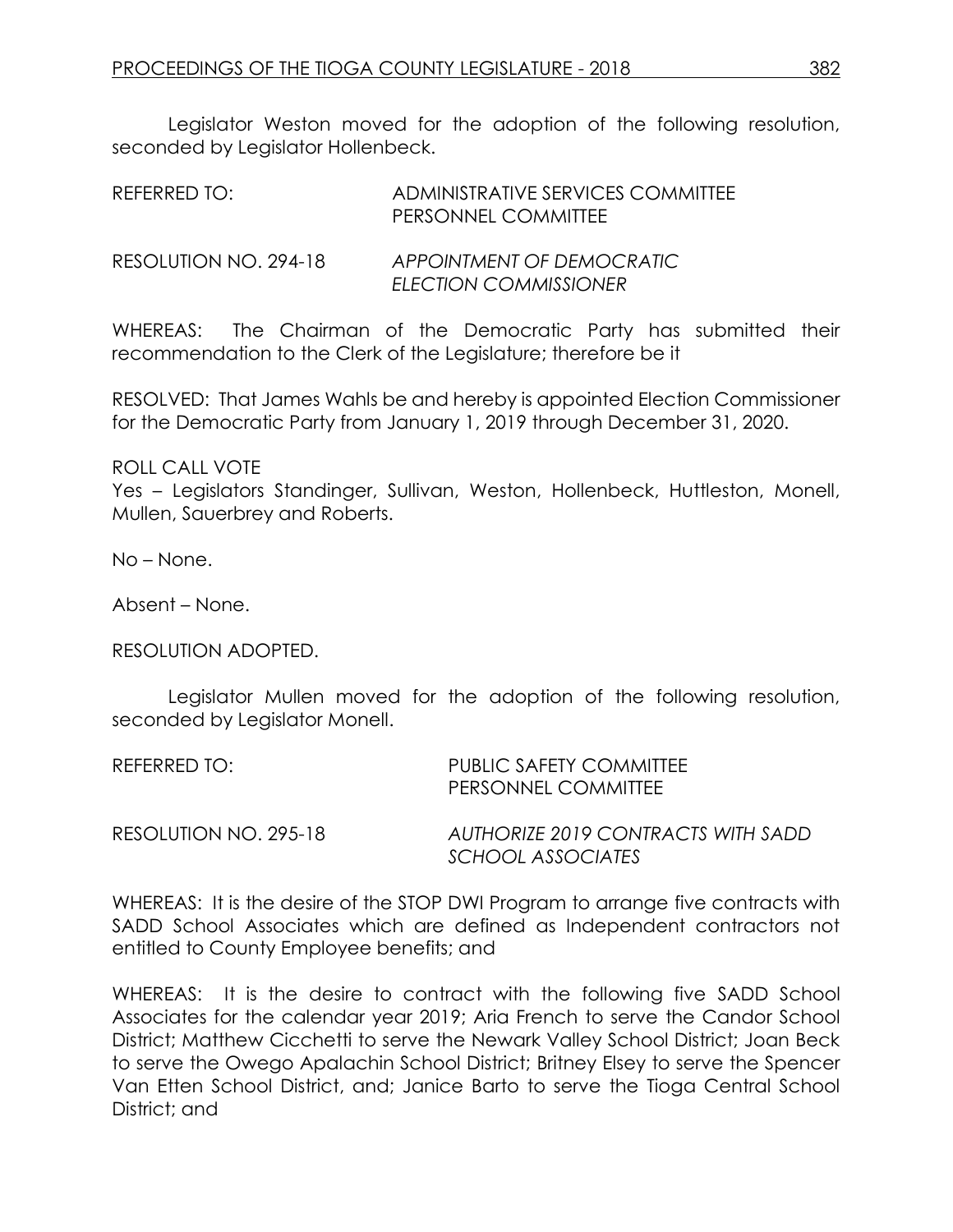Legislator Weston moved for the adoption of the following resolution, seconded by Legislator Hollenbeck.

REFERRED TO: ADMINISTRATIVE SERVICES COMMITTEE
PERSONNEL COMMITTEE

RESOLUTION NO. 294-18 *APPOINTMENT OF DEMOCRATIC ELECTION COMMISSIONER*

WHEREAS: The Chairman of the Democratic Party has submitted their recommendation to the Clerk of the Legislature; therefore be it

RESOLVED: That James Wahls be and hereby is appointed Election Commissioner for the Democratic Party from January 1, 2019 through December 31, 2020.

ROLL CALL VOTE
Yes – Legislators Standinger, Sullivan, Weston, Hollenbeck, Huttleston, Monell, Mullen, Sauerbrey and Roberts.

No – None.

Absent – None.

RESOLUTION ADOPTED.

Legislator Mullen moved for the adoption of the following resolution, seconded by Legislator Monell.

REFERRED TO: PUBLIC SAFETY COMMITTEE
PERSONNEL COMMITTEE

RESOLUTION NO. 295-18 *AUTHORIZE 2019 CONTRACTS WITH SADD SCHOOL ASSOCIATES*

WHEREAS: It is the desire of the STOP DWI Program to arrange five contracts with SADD School Associates which are defined as Independent contractors not entitled to County Employee benefits; and

WHEREAS: It is the desire to contract with the following five SADD School Associates for the calendar year 2019; Aria French to serve the Candor School District; Matthew Cicchetti to serve the Newark Valley School District; Joan Beck to serve the Owego Apalachin School District; Britney Elsey to serve the Spencer Van Etten School District, and; Janice Barto to serve the Tioga Central School District; and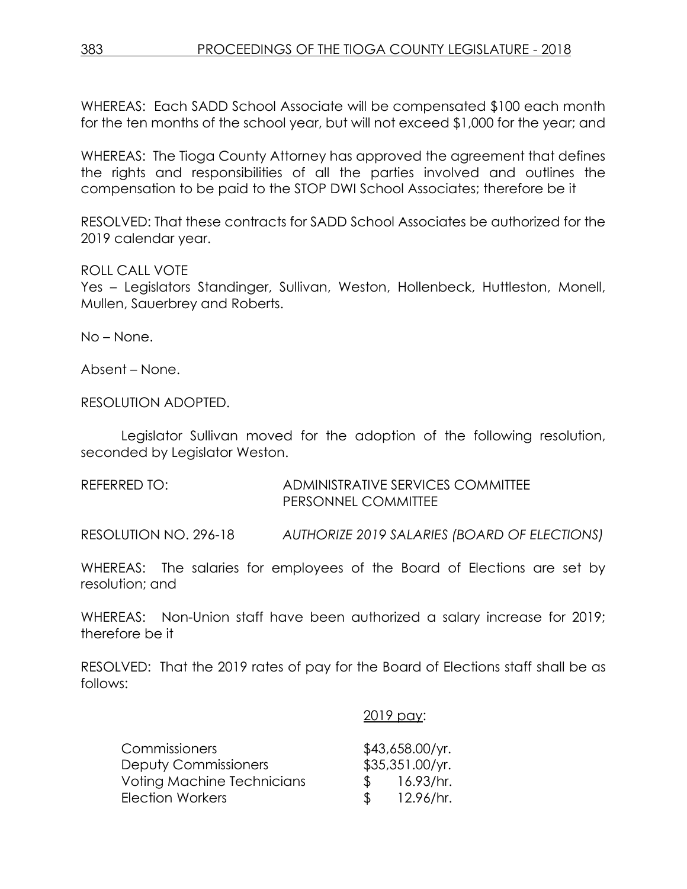WHEREAS: Each SADD School Associate will be compensated $100 each month for the ten months of the school year, but will not exceed $1,000 for the year; and

WHEREAS: The Tioga County Attorney has approved the agreement that defines the rights and responsibilities of all the parties involved and outlines the compensation to be paid to the STOP DWI School Associates; therefore be it

RESOLVED: That these contracts for SADD School Associates be authorized for the 2019 calendar year.

ROLL CALL VOTE
Yes – Legislators Standinger, Sullivan, Weston, Hollenbeck, Huttleston, Monell, Mullen, Sauerbrey and Roberts.

No – None.

Absent – None.

RESOLUTION ADOPTED.

Legislator Sullivan moved for the adoption of the following resolution, seconded by Legislator Weston.

REFERRED TO: ADMINISTRATIVE SERVICES COMMITTEE
PERSONNEL COMMITTEE

RESOLUTION NO. 296-18 *AUTHORIZE 2019 SALARIES (BOARD OF ELECTIONS)*

WHEREAS: The salaries for employees of the Board of Elections are set by resolution; and

WHEREAS: Non-Union staff have been authorized a salary increase for 2019; therefore be it

RESOLVED: That the 2019 rates of pay for the Board of Elections staff shall be as follows:

| | 2019 pay: |
|---|---|
| Commissioners | $43,658.00/yr. |
| Deputy Commissioners | $35,351.00/yr. |
| Voting Machine Technicians | $ 16.93/hr. |
| Election Workers | $ 12.96/hr. |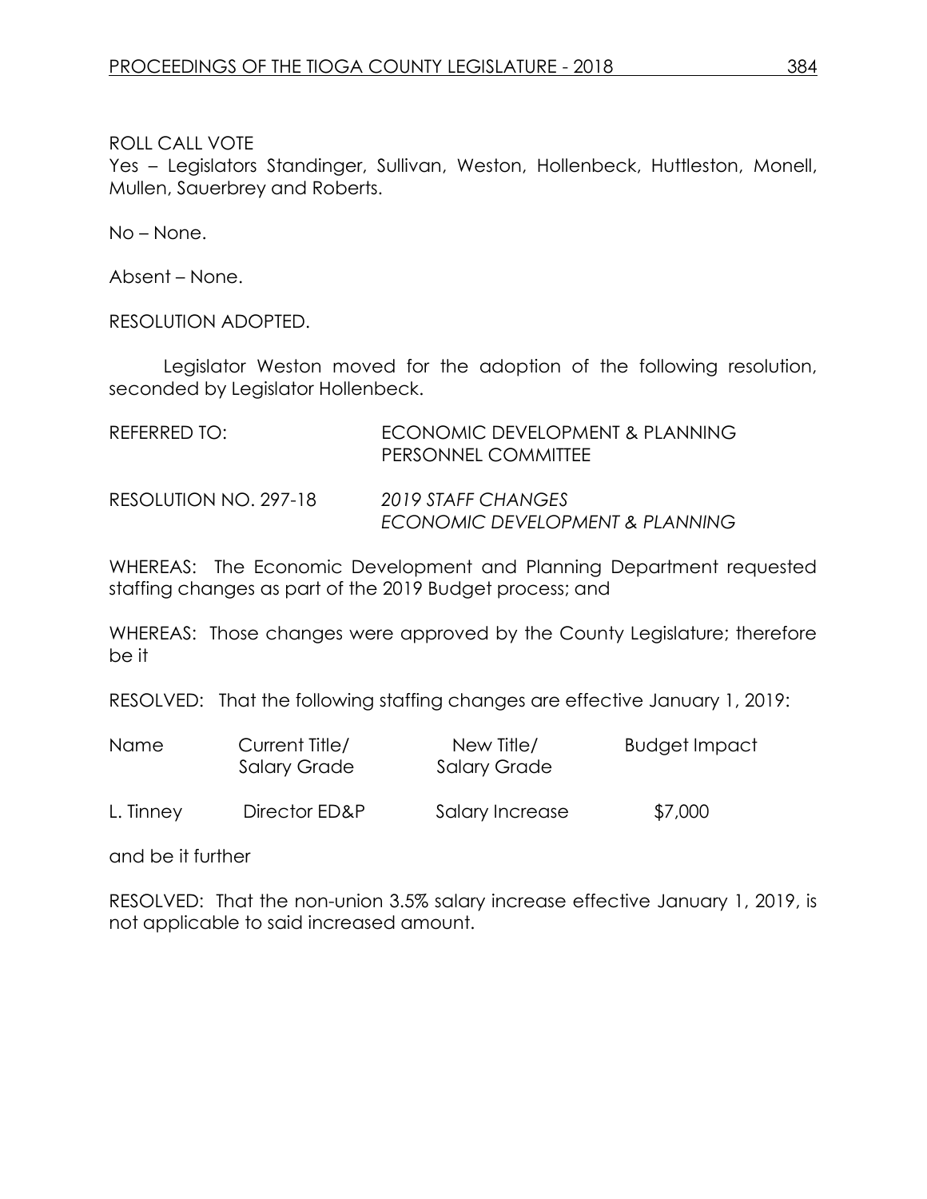ROLL CALL VOTE
Yes – Legislators Standinger, Sullivan, Weston, Hollenbeck, Huttleston, Monell, Mullen, Sauerbrey and Roberts.

No – None.

Absent – None.

RESOLUTION ADOPTED.

Legislator Weston moved for the adoption of the following resolution, seconded by Legislator Hollenbeck.

REFERRED TO: ECONOMIC DEVELOPMENT & PLANNING
PERSONNEL COMMITTEE

RESOLUTION NO. 297-18 *2019 STAFF CHANGES*
*ECONOMIC DEVELOPMENT & PLANNING*

WHEREAS: The Economic Development and Planning Department requested staffing changes as part of the 2019 Budget process; and

WHEREAS: Those changes were approved by the County Legislature; therefore be it

RESOLVED: That the following staffing changes are effective January 1, 2019:

| Name | Current Title/ Salary Grade | New Title/ Salary Grade | Budget Impact |
|---|---|---|---|
| L. Tinney | Director ED&P | Salary Increase | $7,000 |

and be it further

RESOLVED: That the non-union 3.5% salary increase effective January 1, 2019, is not applicable to said increased amount.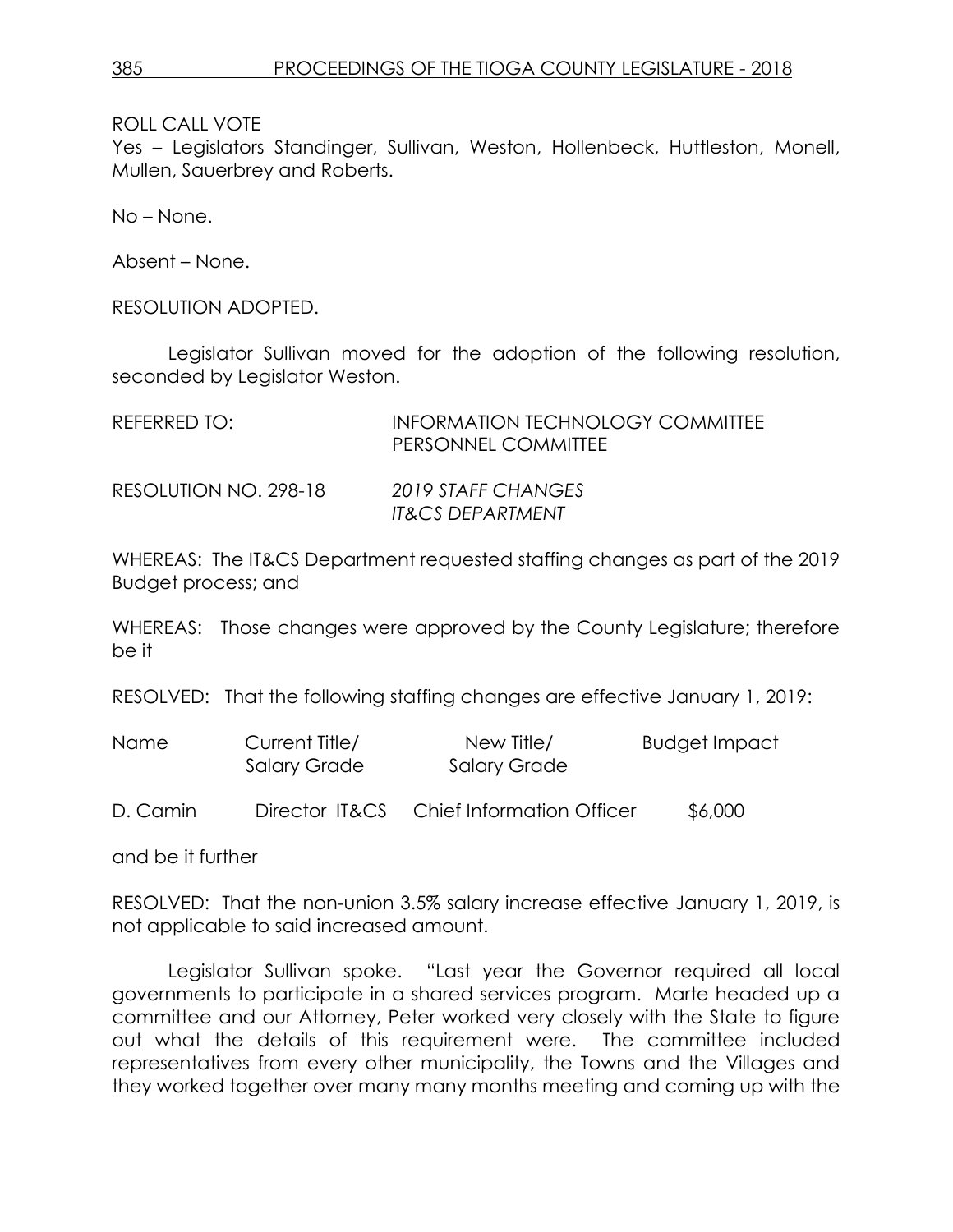ROLL CALL VOTE
Yes – Legislators Standinger, Sullivan, Weston, Hollenbeck, Huttleston, Monell, Mullen, Sauerbrey and Roberts.

No – None.

Absent – None.

RESOLUTION ADOPTED.

Legislator Sullivan moved for the adoption of the following resolution, seconded by Legislator Weston.

REFERRED TO: INFORMATION TECHNOLOGY COMMITTEE
PERSONNEL COMMITTEE

RESOLUTION NO. 298-18 *2019 STAFF CHANGES*
*IT&CS DEPARTMENT*

WHEREAS: The IT&CS Department requested staffing changes as part of the 2019 Budget process; and

WHEREAS: Those changes were approved by the County Legislature; therefore be it

RESOLVED: That the following staffing changes are effective January 1, 2019:

| Name | Current Title/ Salary Grade | New Title/ Salary Grade | Budget Impact |
|---|---|---|---|
| D. Camin | Director IT&CS | Chief Information Officer | $6,000 |

and be it further

RESOLVED: That the non-union 3.5% salary increase effective January 1, 2019, is not applicable to said increased amount.

Legislator Sullivan spoke. "Last year the Governor required all local governments to participate in a shared services program. Marte headed up a committee and our Attorney, Peter worked very closely with the State to figure out what the details of this requirement were. The committee included representatives from every other municipality, the Towns and the Villages and they worked together over many many months meeting and coming up with the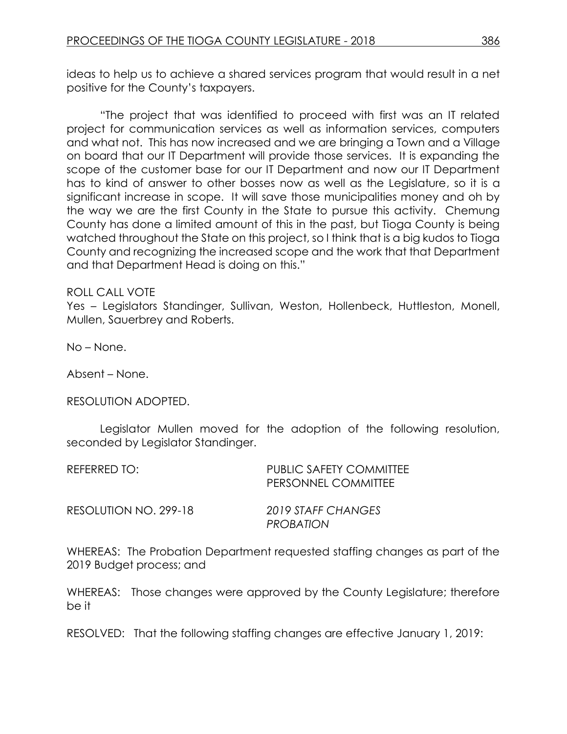ideas to help us to achieve a shared services program that would result in a net positive for the County's taxpayers.

"The project that was identified to proceed with first was an IT related project for communication services as well as information services, computers and what not. This has now increased and we are bringing a Town and a Village on board that our IT Department will provide those services. It is expanding the scope of the customer base for our IT Department and now our IT Department has to kind of answer to other bosses now as well as the Legislature, so it is a significant increase in scope. It will save those municipalities money and oh by the way we are the first County in the State to pursue this activity. Chemung County has done a limited amount of this in the past, but Tioga County is being watched throughout the State on this project, so I think that is a big kudos to Tioga County and recognizing the increased scope and the work that that Department and that Department Head is doing on this."

ROLL CALL VOTE
Yes – Legislators Standinger, Sullivan, Weston, Hollenbeck, Huttleston, Monell, Mullen, Sauerbrey and Roberts.

No – None.

Absent – None.

RESOLUTION ADOPTED.

Legislator Mullen moved for the adoption of the following resolution, seconded by Legislator Standinger.

REFERRED TO: PUBLIC SAFETY COMMITTEE
PERSONNEL COMMITTEE

RESOLUTION NO. 299-18 *2019 STAFF CHANGES PROBATION*

WHEREAS: The Probation Department requested staffing changes as part of the 2019 Budget process; and

WHEREAS: Those changes were approved by the County Legislature; therefore be it

RESOLVED: That the following staffing changes are effective January 1, 2019: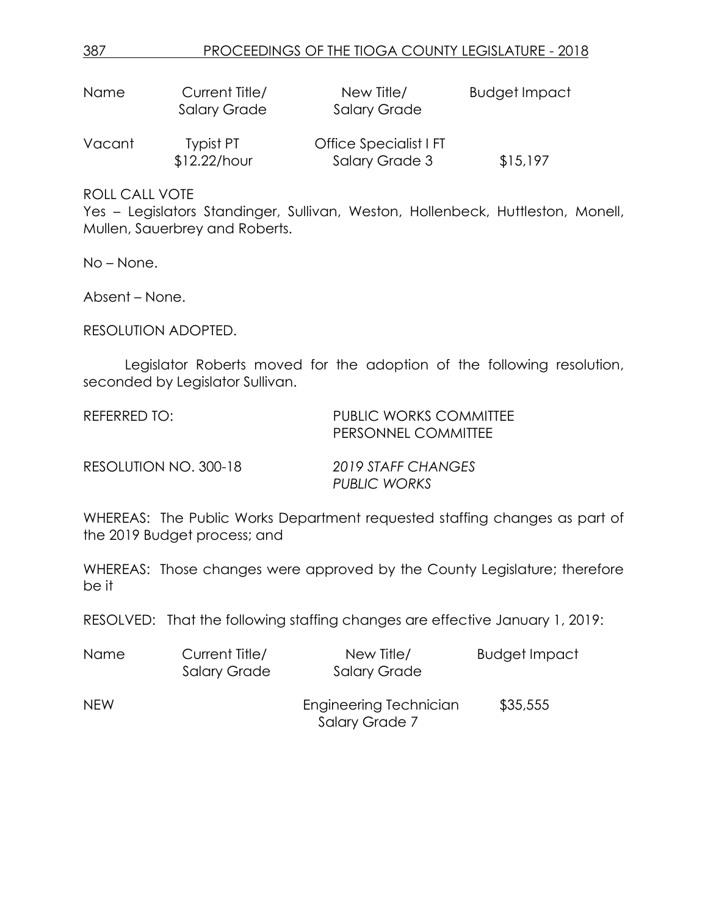| Name | Current Title/ Salary Grade | New Title/ Salary Grade | Budget Impact |
|---|---|---|---|
| Vacant | Typist PT $12.22/hour | Office Specialist I FT Salary Grade 3 | $15,197 |

ROLL CALL VOTE
Yes – Legislators Standinger, Sullivan, Weston, Hollenbeck, Huttleston, Monell, Mullen, Sauerbrey and Roberts.

No – None.

Absent – None.

RESOLUTION ADOPTED.

Legislator Roberts moved for the adoption of the following resolution, seconded by Legislator Sullivan.

REFERRED TO: PUBLIC WORKS COMMITTEE
PERSONNEL COMMITTEE

RESOLUTION NO. 300-18 *2019 STAFF CHANGES PUBLIC WORKS*

WHEREAS: The Public Works Department requested staffing changes as part of the 2019 Budget process; and

WHEREAS: Those changes were approved by the County Legislature; therefore be it

RESOLVED: That the following staffing changes are effective January 1, 2019:

| Name | Current Title/ Salary Grade | New Title/ Salary Grade | Budget Impact |
|---|---|---|---|
| NEW | | Engineering Technician Salary Grade 7 | $35,555 |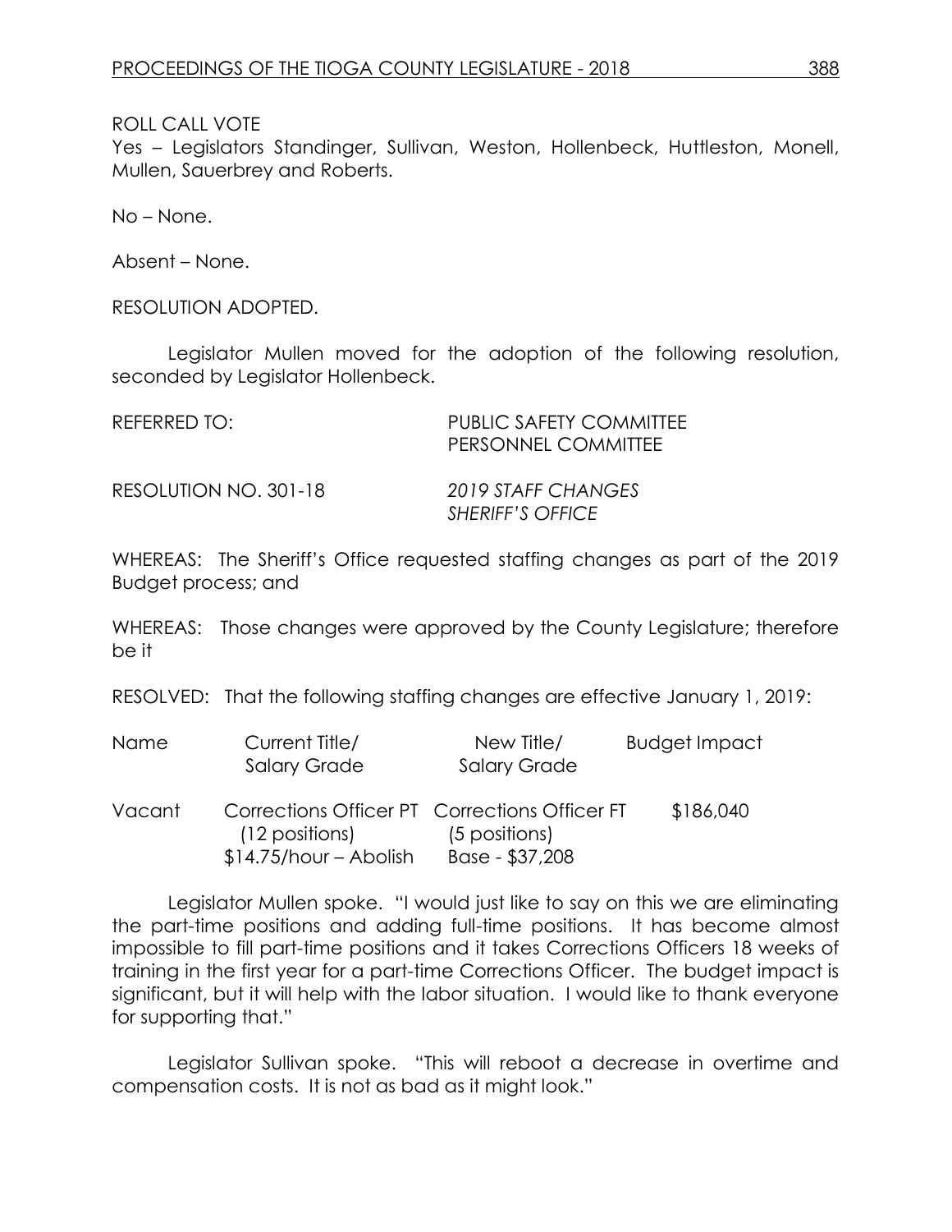ROLL CALL VOTE
Yes – Legislators Standinger, Sullivan, Weston, Hollenbeck, Huttleston, Monell, Mullen, Sauerbrey and Roberts.

No – None.

Absent – None.

RESOLUTION ADOPTED.

Legislator Mullen moved for the adoption of the following resolution, seconded by Legislator Hollenbeck.

REFERRED TO: PUBLIC SAFETY COMMITTEE
PERSONNEL COMMITTEE

RESOLUTION NO. 301-18 *2019 STAFF CHANGES SHERIFF'S OFFICE*

WHEREAS: The Sheriff's Office requested staffing changes as part of the 2019 Budget process; and

WHEREAS: Those changes were approved by the County Legislature; therefore be it

RESOLVED: That the following staffing changes are effective January 1, 2019:

| Name | Current Title/ Salary Grade | New Title/ Salary Grade | Budget Impact |
|---|---|---|---|
| Vacant | Corrections Officer PT (12 positions) $14.75/hour – Abolish | Corrections Officer FT (5 positions) Base - $37,208 | $186,040 |

Legislator Mullen spoke. "I would just like to say on this we are eliminating the part-time positions and adding full-time positions. It has become almost impossible to fill part-time positions and it takes Corrections Officers 18 weeks of training in the first year for a part-time Corrections Officer. The budget impact is significant, but it will help with the labor situation. I would like to thank everyone for supporting that."

Legislator Sullivan spoke. "This will reboot a decrease in overtime and compensation costs. It is not as bad as it might look."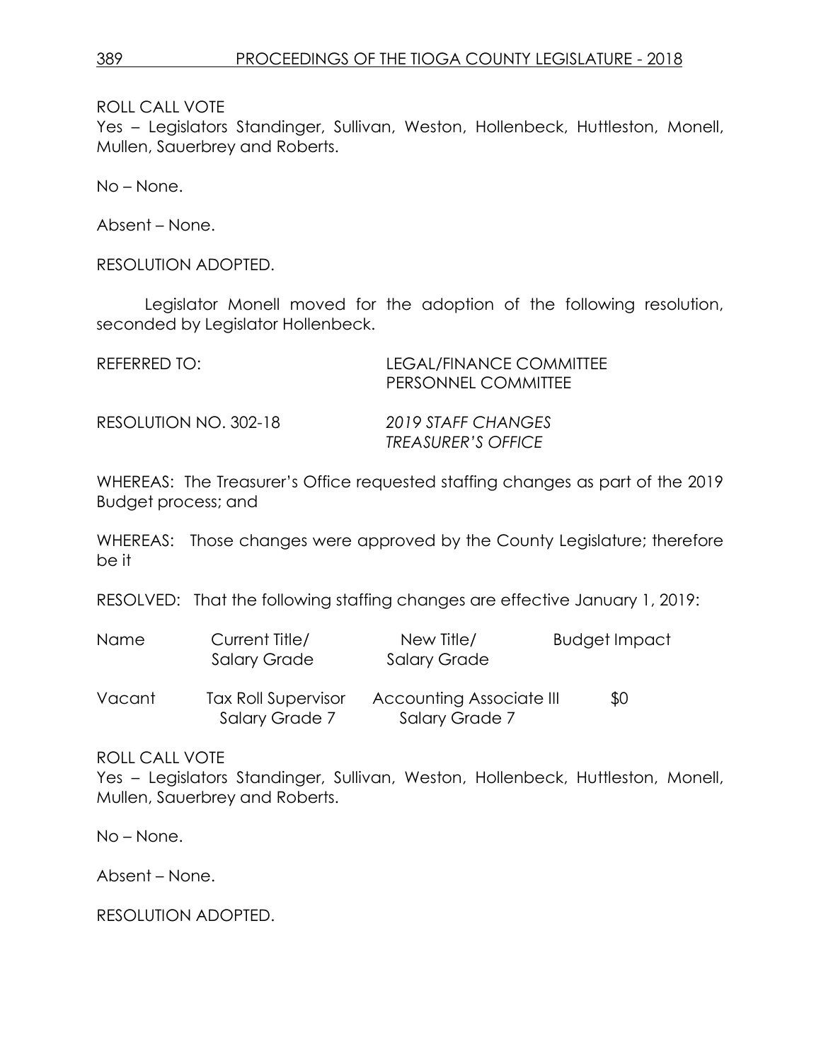ROLL CALL VOTE
Yes – Legislators Standinger, Sullivan, Weston, Hollenbeck, Huttleston, Monell, Mullen, Sauerbrey and Roberts.

No – None.

Absent – None.

RESOLUTION ADOPTED.

Legislator Monell moved for the adoption of the following resolution, seconded by Legislator Hollenbeck.

REFERRED TO: LEGAL/FINANCE COMMITTEE
PERSONNEL COMMITTEE

RESOLUTION NO. 302-18 *2019 STAFF CHANGES*
*TREASURER'S OFFICE*

WHEREAS: The Treasurer's Office requested staffing changes as part of the 2019 Budget process; and

WHEREAS: Those changes were approved by the County Legislature; therefore be it

RESOLVED: That the following staffing changes are effective January 1, 2019:

| Name | Current Title/ Salary Grade | New Title/ Salary Grade | Budget Impact |
|---|---|---|---|
| Vacant | Tax Roll Supervisor Salary Grade 7 | Accounting Associate III Salary Grade 7 | $0 |

ROLL CALL VOTE
Yes – Legislators Standinger, Sullivan, Weston, Hollenbeck, Huttleston, Monell, Mullen, Sauerbrey and Roberts.

No – None.

Absent – None.

RESOLUTION ADOPTED.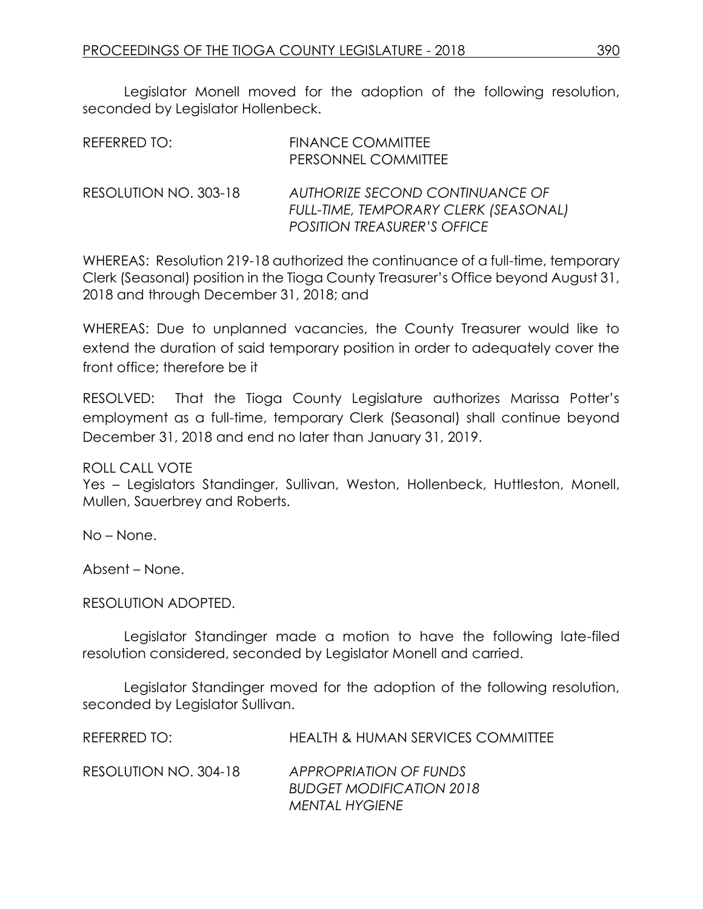Legislator Monell moved for the adoption of the following resolution, seconded by Legislator Hollenbeck.

| | |
|---|---|
| REFERRED TO: | FINANCE COMMITTEE<br>PERSONNEL COMMITTEE |
| RESOLUTION NO. 303-18 | *AUTHORIZE SECOND CONTINUANCE OF FULL-TIME, TEMPORARY CLERK (SEASONAL) POSITION TREASURER'S OFFICE* |

WHEREAS: Resolution 219-18 authorized the continuance of a full-time, temporary Clerk (Seasonal) position in the Tioga County Treasurer's Office beyond August 31, 2018 and through December 31, 2018; and

WHEREAS: Due to unplanned vacancies, the County Treasurer would like to extend the duration of said temporary position in order to adequately cover the front office; therefore be it

RESOLVED: That the Tioga County Legislature authorizes Marissa Potter's employment as a full-time, temporary Clerk (Seasonal) shall continue beyond December 31, 2018 and end no later than January 31, 2019.

ROLL CALL VOTE
Yes – Legislators Standinger, Sullivan, Weston, Hollenbeck, Huttleston, Monell, Mullen, Sauerbrey and Roberts.

No – None.

Absent – None.

RESOLUTION ADOPTED.

Legislator Standinger made a motion to have the following late-filed resolution considered, seconded by Legislator Monell and carried.

Legislator Standinger moved for the adoption of the following resolution, seconded by Legislator Sullivan.

| | |
|---|---|
| REFERRED TO: | HEALTH & HUMAN SERVICES COMMITTEE |
| RESOLUTION NO. 304-18 | *APPROPRIATION OF FUNDS BUDGET MODIFICATION 2018 MENTAL HYGIENE* |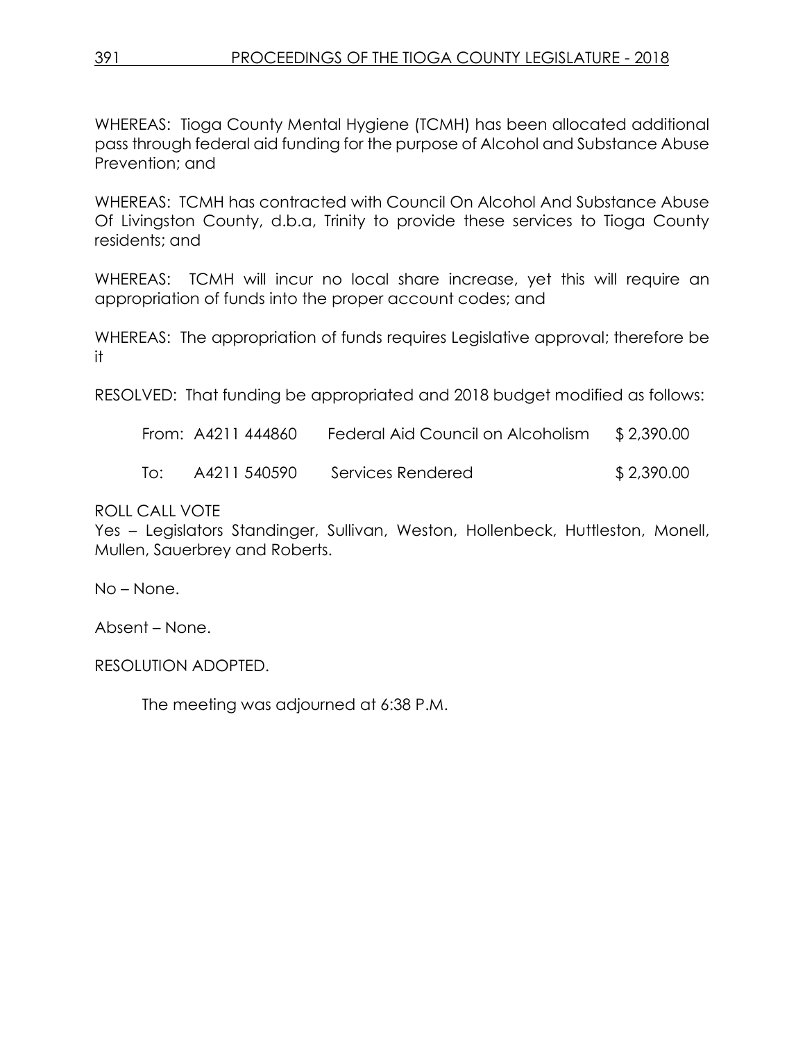WHEREAS: Tioga County Mental Hygiene (TCMH) has been allocated additional pass through federal aid funding for the purpose of Alcohol and Substance Abuse Prevention; and

WHEREAS: TCMH has contracted with Council On Alcohol And Substance Abuse Of Livingston County, d.b.a, Trinity to provide these services to Tioga County residents; and

WHEREAS: TCMH will incur no local share increase, yet this will require an appropriation of funds into the proper account codes; and

WHEREAS: The appropriation of funds requires Legislative approval; therefore be it

RESOLVED: That funding be appropriated and 2018 budget modified as follows:

| | | | |
|---|---|---|---|
| From: | A4211 444860 | Federal Aid Council on Alcoholism | $ 2,390.00 |
| To: | A4211 540590 | Services Rendered | $ 2,390.00 |

ROLL CALL VOTE
Yes – Legislators Standinger, Sullivan, Weston, Hollenbeck, Huttleston, Monell, Mullen, Sauerbrey and Roberts.

No – None.

Absent – None.

RESOLUTION ADOPTED.

The meeting was adjourned at 6:38 P.M.